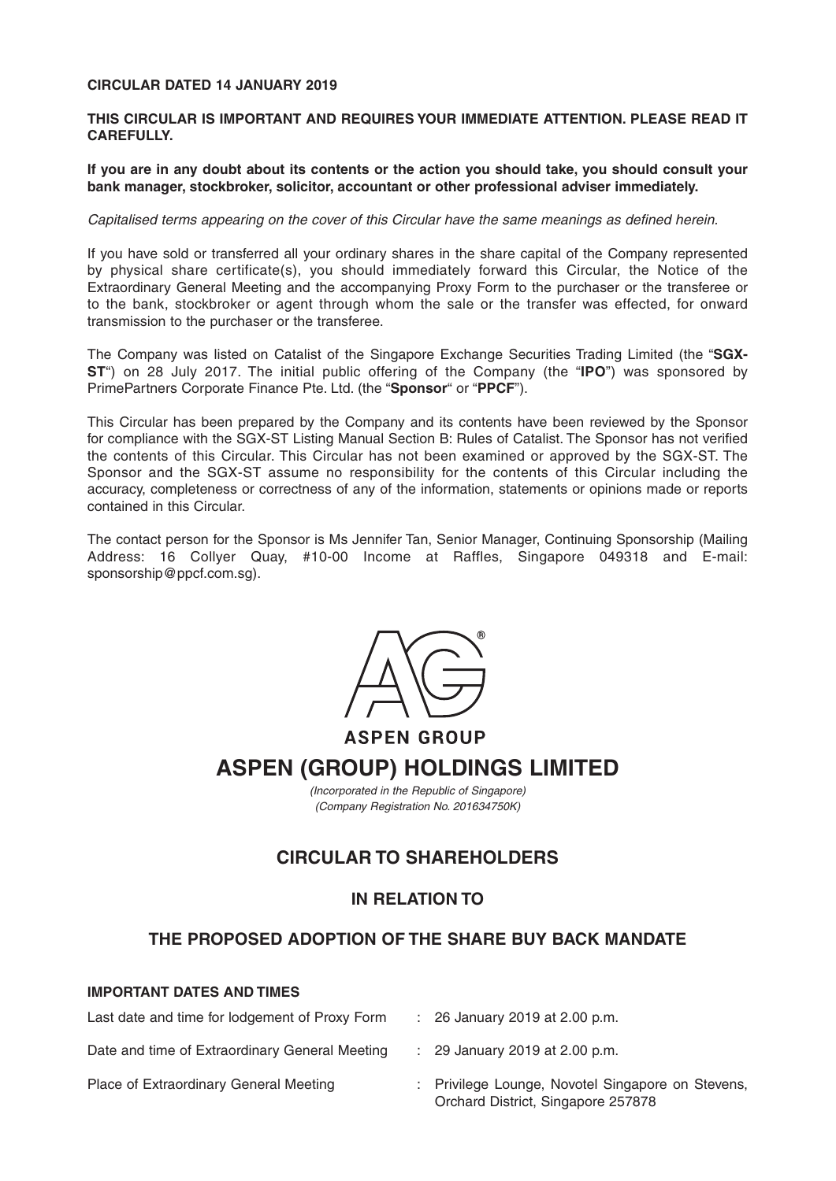**CIRCULAR DATED 14 JANUARY 2019**

**THIS CIRCULAR IS IMPORTANT AND REQUIRES YOUR IMMEDIATE ATTENTION. PLEASE READ IT CAREFULLY.**

**If you are in any doubt about its contents or the action you should take, you should consult your bank manager, stockbroker, solicitor, accountant or other professional adviser immediately.**

*Capitalised terms appearing on the cover of this Circular have the same meanings as defined herein.*

If you have sold or transferred all your ordinary shares in the share capital of the Company represented by physical share certificate(s), you should immediately forward this Circular, the Notice of the Extraordinary General Meeting and the accompanying Proxy Form to the purchaser or the transferee or to the bank, stockbroker or agent through whom the sale or the transfer was effected, for onward transmission to the purchaser or the transferee.

The Company was listed on Catalist of the Singapore Exchange Securities Trading Limited (the "**SGX-ST**") on 28 July 2017. The initial public offering of the Company (the "**IPO**") was sponsored by PrimePartners Corporate Finance Pte. Ltd. (the "**Sponsor**" or "**PPCF**").

This Circular has been prepared by the Company and its contents have been reviewed by the Sponsor for compliance with the SGX-ST Listing Manual Section B: Rules of Catalist. The Sponsor has not verified the contents of this Circular. This Circular has not been examined or approved by the SGX-ST. The Sponsor and the SGX-ST assume no responsibility for the contents of this Circular including the accuracy, completeness or correctness of any of the information, statements or opinions made or reports contained in this Circular.

The contact person for the Sponsor is Ms Jennifer Tan, Senior Manager, Continuing Sponsorship (Mailing Address: 16 Collyer Quay, #10-00 Income at Raffles, Singapore 049318 and E-mail: sponsorship@ppcf.com.sg).

ASPEN GROUP

# ASPEN (GROUP) HOLDINGS LIMITED

*(Incorporated in the Republic of Singapore)*
*(Company Registration No. 201634750K)*

## CIRCULAR TO SHAREHOLDERS

## IN RELATION TO

## THE PROPOSED ADOPTION OF THE SHARE BUY BACK MANDATE

**IMPORTANT DATES AND TIMES**

| | | |
|---|---|---|
| Last date and time for lodgement of Proxy Form | : | 26 January 2019 at 2.00 p.m. |
| Date and time of Extraordinary General Meeting | : | 29 January 2019 at 2.00 p.m. |
| Place of Extraordinary General Meeting | : | Privilege Lounge, Novotel Singapore on Stevens, Orchard District, Singapore 257878 |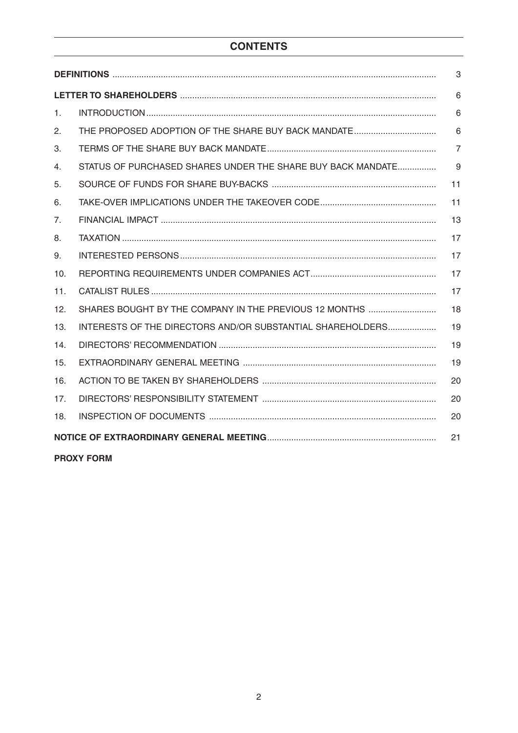## CONTENTS

| | | |
|---|---|---|
| **DEFINITIONS** | | 3 |
| **LETTER TO SHAREHOLDERS** | | 6 |
| 1. | INTRODUCTION | 6 |
| 2. | THE PROPOSED ADOPTION OF THE SHARE BUY BACK MANDATE | 6 |
| 3. | TERMS OF THE SHARE BUY BACK MANDATE | 7 |
| 4. | STATUS OF PURCHASED SHARES UNDER THE SHARE BUY BACK MANDATE | 9 |
| 5. | SOURCE OF FUNDS FOR SHARE BUY-BACKS | 11 |
| 6. | TAKE-OVER IMPLICATIONS UNDER THE TAKEOVER CODE | 11 |
| 7. | FINANCIAL IMPACT | 13 |
| 8. | TAXATION | 17 |
| 9. | INTERESTED PERSONS | 17 |
| 10. | REPORTING REQUIREMENTS UNDER COMPANIES ACT | 17 |
| 11. | CATALIST RULES | 17 |
| 12. | SHARES BOUGHT BY THE COMPANY IN THE PREVIOUS 12 MONTHS | 18 |
| 13. | INTERESTS OF THE DIRECTORS AND/OR SUBSTANTIAL SHAREHOLDERS | 19 |
| 14. | DIRECTORS' RECOMMENDATION | 19 |
| 15. | EXTRAORDINARY GENERAL MEETING | 19 |
| 16. | ACTION TO BE TAKEN BY SHAREHOLDERS | 20 |
| 17. | DIRECTORS' RESPONSIBILITY STATEMENT | 20 |
| 18. | INSPECTION OF DOCUMENTS | 20 |
| **NOTICE OF EXTRAORDINARY GENERAL MEETING** | | 21 |
| **PROXY FORM** | | |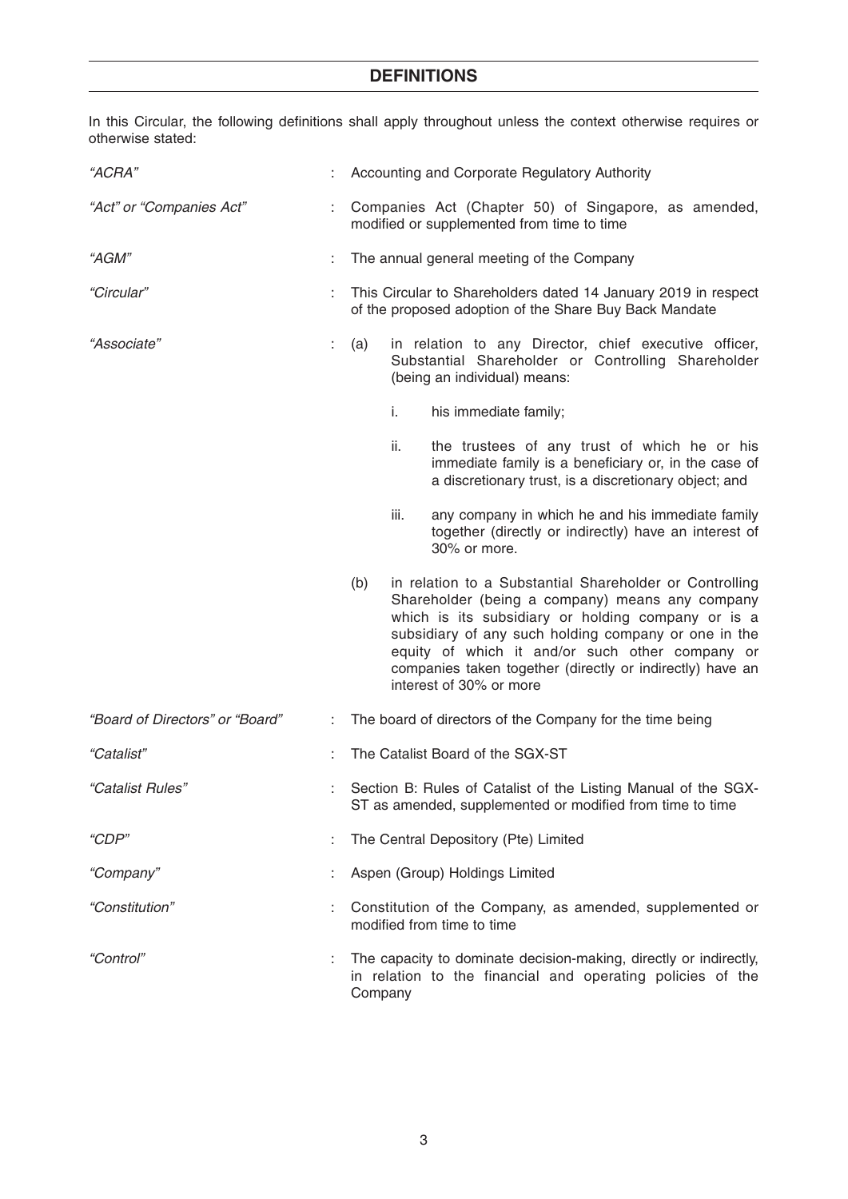## DEFINITIONS

In this Circular, the following definitions shall apply throughout unless the context otherwise requires or otherwise stated:

| | | |
|---|---|---|
| *"ACRA"* | : | Accounting and Corporate Regulatory Authority |
| *"Act" or "Companies Act"* | : | Companies Act (Chapter 50) of Singapore, as amended, modified or supplemented from time to time |
| *"AGM"* | : | The annual general meeting of the Company |
| *"Circular"* | : | This Circular to Shareholders dated 14 January 2019 in respect of the proposed adoption of the Share Buy Back Mandate |
| *"Associate"* | : | (a) in relation to any Director, chief executive officer, Substantial Shareholder or Controlling Shareholder (being an individual) means:<br><br>i. his immediate family;<br><br>ii. the trustees of any trust of which he or his immediate family is a beneficiary or, in the case of a discretionary trust, is a discretionary object; and<br><br>iii. any company in which he and his immediate family together (directly or indirectly) have an interest of 30% or more.<br><br>(b) in relation to a Substantial Shareholder or Controlling Shareholder (being a company) means any company which is its subsidiary or holding company or is a subsidiary of any such holding company or one in the equity of which it and/or such other company or companies taken together (directly or indirectly) have an interest of 30% or more |
| *"Board of Directors" or "Board"* | : | The board of directors of the Company for the time being |
| *"Catalist"* | : | The Catalist Board of the SGX-ST |
| *"Catalist Rules"* | : | Section B: Rules of Catalist of the Listing Manual of the SGX-ST as amended, supplemented or modified from time to time |
| *"CDP"* | : | The Central Depository (Pte) Limited |
| *"Company"* | : | Aspen (Group) Holdings Limited |
| *"Constitution"* | : | Constitution of the Company, as amended, supplemented or modified from time to time |
| *"Control"* | : | The capacity to dominate decision-making, directly or indirectly, in relation to the financial and operating policies of the Company |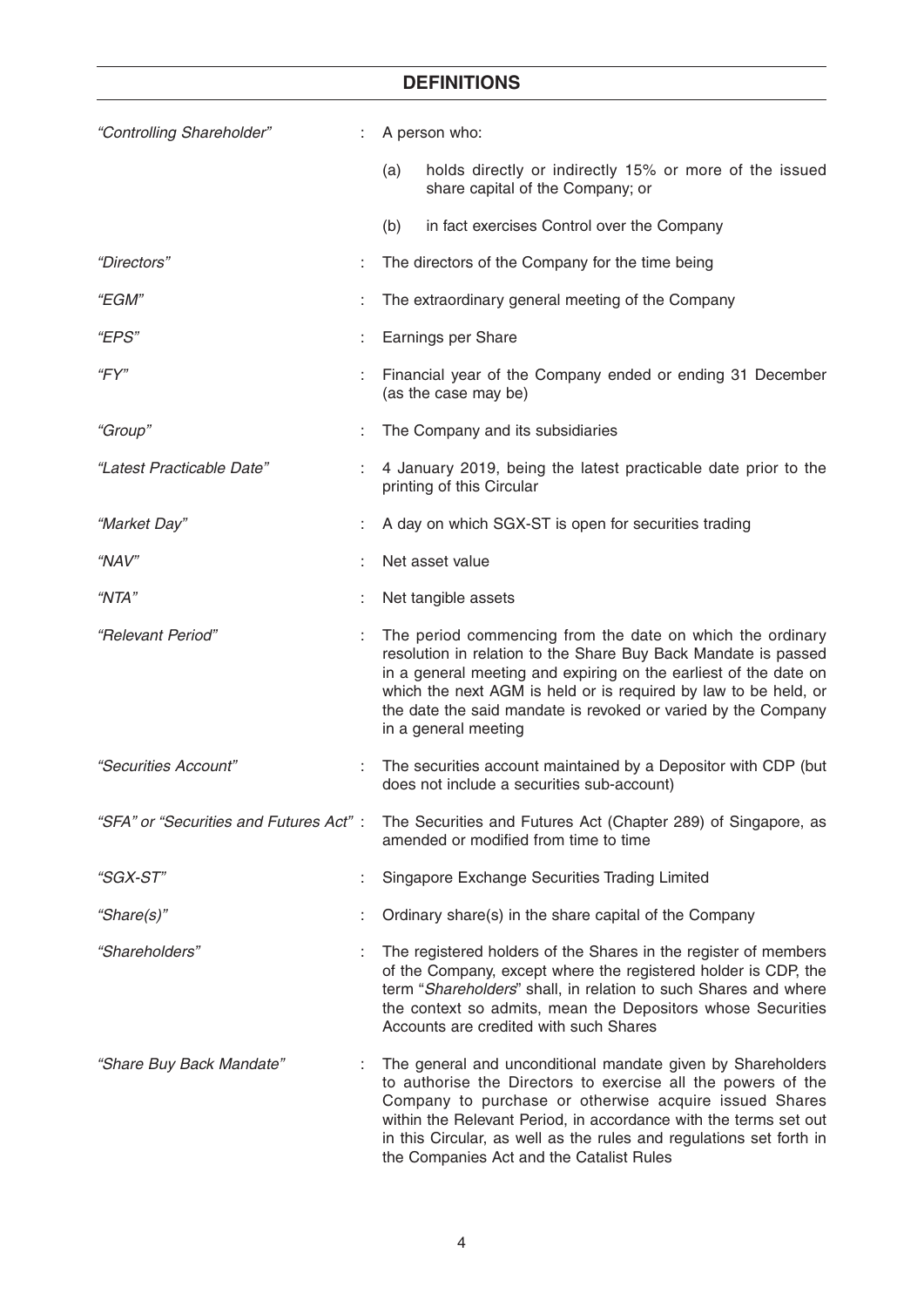## DEFINITIONS

| | | |
|---|---|---|
| *"Controlling Shareholder"* | : | A person who:<br>(a) holds directly or indirectly 15% or more of the issued share capital of the Company; or<br>(b) in fact exercises Control over the Company |
| *"Directors"* | : | The directors of the Company for the time being |
| *"EGM"* | : | The extraordinary general meeting of the Company |
| *"EPS"* | : | Earnings per Share |
| *"FY"* | : | Financial year of the Company ended or ending 31 December (as the case may be) |
| *"Group"* | : | The Company and its subsidiaries |
| *"Latest Practicable Date"* | : | 4 January 2019, being the latest practicable date prior to the printing of this Circular |
| *"Market Day"* | : | A day on which SGX-ST is open for securities trading |
| *"NAV"* | : | Net asset value |
| *"NTA"* | : | Net tangible assets |
| *"Relevant Period"* | : | The period commencing from the date on which the ordinary resolution in relation to the Share Buy Back Mandate is passed in a general meeting and expiring on the earliest of the date on which the next AGM is held or is required by law to be held, or the date the said mandate is revoked or varied by the Company in a general meeting |
| *"Securities Account"* | : | The securities account maintained by a Depositor with CDP (but does not include a securities sub-account) |
| *"SFA" or "Securities and Futures Act"* | : | The Securities and Futures Act (Chapter 289) of Singapore, as amended or modified from time to time |
| *"SGX-ST"* | : | Singapore Exchange Securities Trading Limited |
| *"Share(s)"* | : | Ordinary share(s) in the share capital of the Company |
| *"Shareholders"* | : | The registered holders of the Shares in the register of members of the Company, except where the registered holder is CDP, the term "*Shareholders*" shall, in relation to such Shares and where the context so admits, mean the Depositors whose Securities Accounts are credited with such Shares |
| *"Share Buy Back Mandate"* | : | The general and unconditional mandate given by Shareholders to authorise the Directors to exercise all the powers of the Company to purchase or otherwise acquire issued Shares within the Relevant Period, in accordance with the terms set out in this Circular, as well as the rules and regulations set forth in the Companies Act and the Catalist Rules |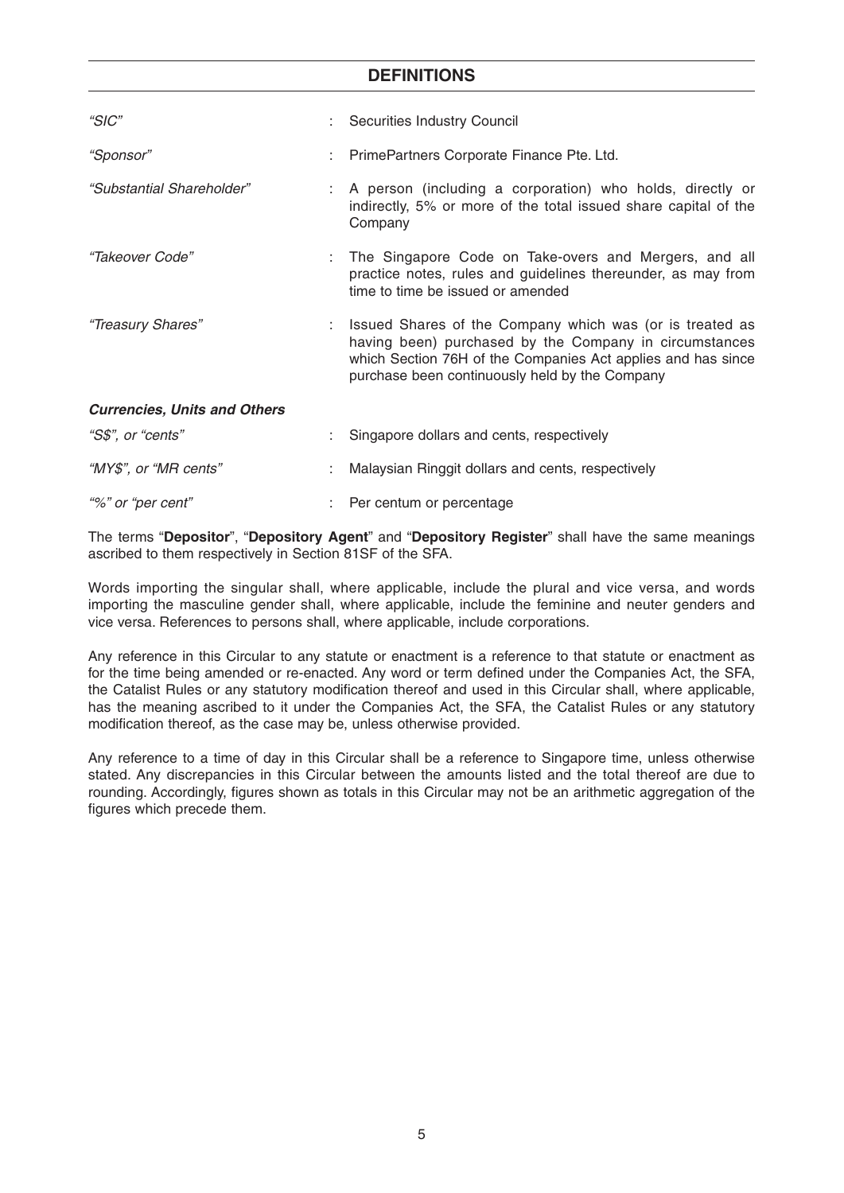## DEFINITIONS

| | | |
|---|---|---|
| *"SIC"* | : | Securities Industry Council |
| *"Sponsor"* | : | PrimePartners Corporate Finance Pte. Ltd. |
| *"Substantial Shareholder"* | : | A person (including a corporation) who holds, directly or indirectly, 5% or more of the total issued share capital of the Company |
| *"Takeover Code"* | : | The Singapore Code on Take-overs and Mergers, and all practice notes, rules and guidelines thereunder, as may from time to time be issued or amended |
| *"Treasury Shares"* | : | Issued Shares of the Company which was (or is treated as having been) purchased by the Company in circumstances which Section 76H of the Companies Act applies and has since purchase been continuously held by the Company |

***Currencies, Units and Others***

| | | |
|---|---|---|
| *"S$", or "cents"* | : | Singapore dollars and cents, respectively |
| *"MY$", or "MR cents"* | : | Malaysian Ringgit dollars and cents, respectively |
| *"%" or "per cent"* | : | Per centum or percentage |

The terms "**Depositor**", "**Depository Agent**" and "**Depository Register**" shall have the same meanings ascribed to them respectively in Section 81SF of the SFA.

Words importing the singular shall, where applicable, include the plural and vice versa, and words importing the masculine gender shall, where applicable, include the feminine and neuter genders and vice versa. References to persons shall, where applicable, include corporations.

Any reference in this Circular to any statute or enactment is a reference to that statute or enactment as for the time being amended or re-enacted. Any word or term defined under the Companies Act, the SFA, the Catalist Rules or any statutory modification thereof and used in this Circular shall, where applicable, has the meaning ascribed to it under the Companies Act, the SFA, the Catalist Rules or any statutory modification thereof, as the case may be, unless otherwise provided.

Any reference to a time of day in this Circular shall be a reference to Singapore time, unless otherwise stated. Any discrepancies in this Circular between the amounts listed and the total thereof are due to rounding. Accordingly, figures shown as totals in this Circular may not be an arithmetic aggregation of the figures which precede them.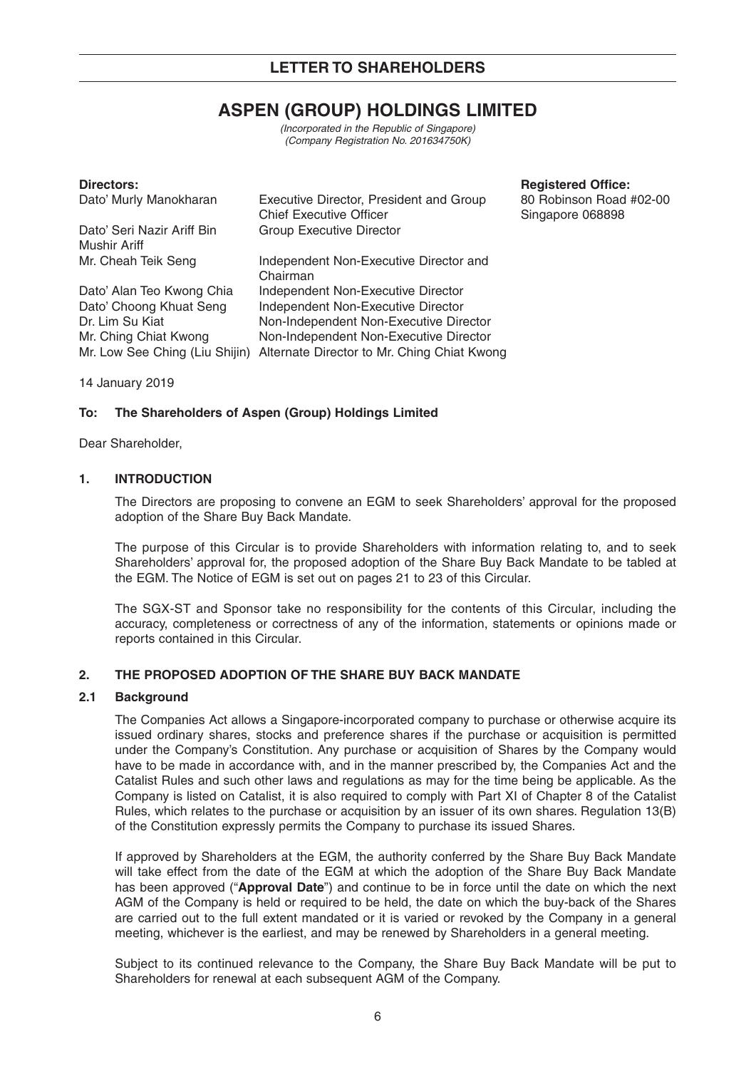## LETTER TO SHAREHOLDERS

# ASPEN (GROUP) HOLDINGS LIMITED

*(Incorporated in the Republic of Singapore)*
*(Company Registration No. 201634750K)*

| **Directors:** | | **Registered Office:** |
|---|---|---|
| Dato' Murly Manokharan | Executive Director, President and Group Chief Executive Officer | 80 Robinson Road #02-00 Singapore 068898 |
| Dato' Seri Nazir Ariff Bin Mushir Ariff | Group Executive Director | |
| Mr. Cheah Teik Seng | Independent Non-Executive Director and Chairman | |
| Dato' Alan Teo Kwong Chia | Independent Non-Executive Director | |
| Dato' Choong Khuat Seng | Independent Non-Executive Director | |
| Dr. Lim Su Kiat | Non-Independent Non-Executive Director | |
| Mr. Ching Chiat Kwong | Non-Independent Non-Executive Director | |
| Mr. Low See Ching (Liu Shijin) | Alternate Director to Mr. Ching Chiat Kwong | |

14 January 2019

**To: The Shareholders of Aspen (Group) Holdings Limited**

Dear Shareholder,

### 1. INTRODUCTION

The Directors are proposing to convene an EGM to seek Shareholders' approval for the proposed adoption of the Share Buy Back Mandate.

The purpose of this Circular is to provide Shareholders with information relating to, and to seek Shareholders' approval for, the proposed adoption of the Share Buy Back Mandate to be tabled at the EGM. The Notice of EGM is set out on pages 21 to 23 of this Circular.

The SGX-ST and Sponsor take no responsibility for the contents of this Circular, including the accuracy, completeness or correctness of any of the information, statements or opinions made or reports contained in this Circular.

### 2. THE PROPOSED ADOPTION OF THE SHARE BUY BACK MANDATE

#### 2.1 Background

The Companies Act allows a Singapore-incorporated company to purchase or otherwise acquire its issued ordinary shares, stocks and preference shares if the purchase or acquisition is permitted under the Company's Constitution. Any purchase or acquisition of Shares by the Company would have to be made in accordance with, and in the manner prescribed by, the Companies Act and the Catalist Rules and such other laws and regulations as may for the time being be applicable. As the Company is listed on Catalist, it is also required to comply with Part XI of Chapter 8 of the Catalist Rules, which relates to the purchase or acquisition by an issuer of its own shares. Regulation 13(B) of the Constitution expressly permits the Company to purchase its issued Shares.

If approved by Shareholders at the EGM, the authority conferred by the Share Buy Back Mandate will take effect from the date of the EGM at which the adoption of the Share Buy Back Mandate has been approved ("**Approval Date**") and continue to be in force until the date on which the next AGM of the Company is held or required to be held, the date on which the buy-back of the Shares are carried out to the full extent mandated or it is varied or revoked by the Company in a general meeting, whichever is the earliest, and may be renewed by Shareholders in a general meeting.

Subject to its continued relevance to the Company, the Share Buy Back Mandate will be put to Shareholders for renewal at each subsequent AGM of the Company.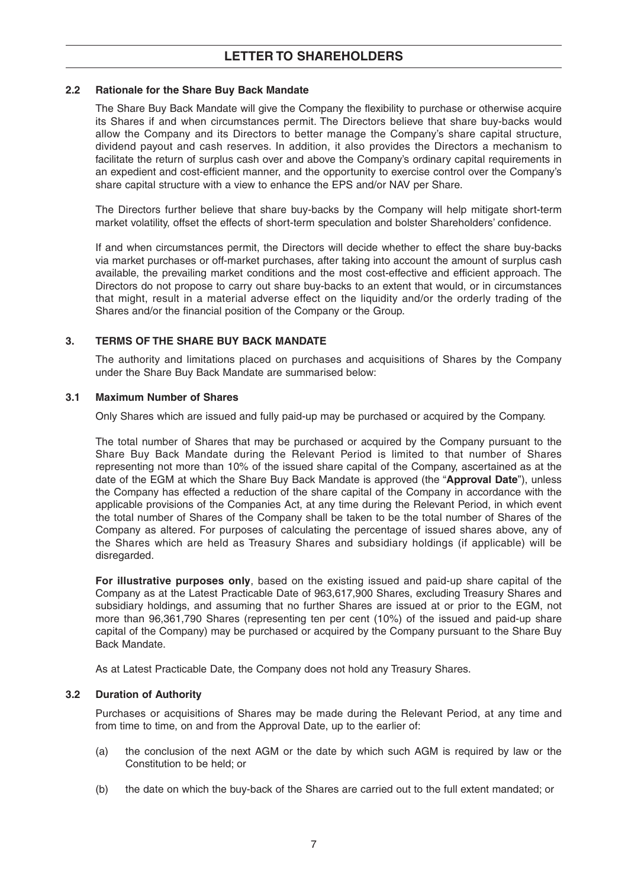### 2.2 Rationale for the Share Buy Back Mandate

The Share Buy Back Mandate will give the Company the flexibility to purchase or otherwise acquire its Shares if and when circumstances permit. The Directors believe that share buy-backs would allow the Company and its Directors to better manage the Company's share capital structure, dividend payout and cash reserves. In addition, it also provides the Directors a mechanism to facilitate the return of surplus cash over and above the Company's ordinary capital requirements in an expedient and cost-efficient manner, and the opportunity to exercise control over the Company's share capital structure with a view to enhance the EPS and/or NAV per Share.

The Directors further believe that share buy-backs by the Company will help mitigate short-term market volatility, offset the effects of short-term speculation and bolster Shareholders' confidence.

If and when circumstances permit, the Directors will decide whether to effect the share buy-backs via market purchases or off-market purchases, after taking into account the amount of surplus cash available, the prevailing market conditions and the most cost-effective and efficient approach. The Directors do not propose to carry out share buy-backs to an extent that would, or in circumstances that might, result in a material adverse effect on the liquidity and/or the orderly trading of the Shares and/or the financial position of the Company or the Group.

## 3. TERMS OF THE SHARE BUY BACK MANDATE

The authority and limitations placed on purchases and acquisitions of Shares by the Company under the Share Buy Back Mandate are summarised below:

### 3.1 Maximum Number of Shares

Only Shares which are issued and fully paid-up may be purchased or acquired by the Company.

The total number of Shares that may be purchased or acquired by the Company pursuant to the Share Buy Back Mandate during the Relevant Period is limited to that number of Shares representing not more than 10% of the issued share capital of the Company, ascertained as at the date of the EGM at which the Share Buy Back Mandate is approved (the "**Approval Date**"), unless the Company has effected a reduction of the share capital of the Company in accordance with the applicable provisions of the Companies Act, at any time during the Relevant Period, in which event the total number of Shares of the Company shall be taken to be the total number of Shares of the Company as altered. For purposes of calculating the percentage of issued shares above, any of the Shares which are held as Treasury Shares and subsidiary holdings (if applicable) will be disregarded.

**For illustrative purposes only**, based on the existing issued and paid-up share capital of the Company as at the Latest Practicable Date of 963,617,900 Shares, excluding Treasury Shares and subsidiary holdings, and assuming that no further Shares are issued at or prior to the EGM, not more than 96,361,790 Shares (representing ten per cent (10%) of the issued and paid-up share capital of the Company) may be purchased or acquired by the Company pursuant to the Share Buy Back Mandate.

As at Latest Practicable Date, the Company does not hold any Treasury Shares.

### 3.2 Duration of Authority

Purchases or acquisitions of Shares may be made during the Relevant Period, at any time and from time to time, on and from the Approval Date, up to the earlier of:

(a) the conclusion of the next AGM or the date by which such AGM is required by law or the Constitution to be held; or

(b) the date on which the buy-back of the Shares are carried out to the full extent mandated; or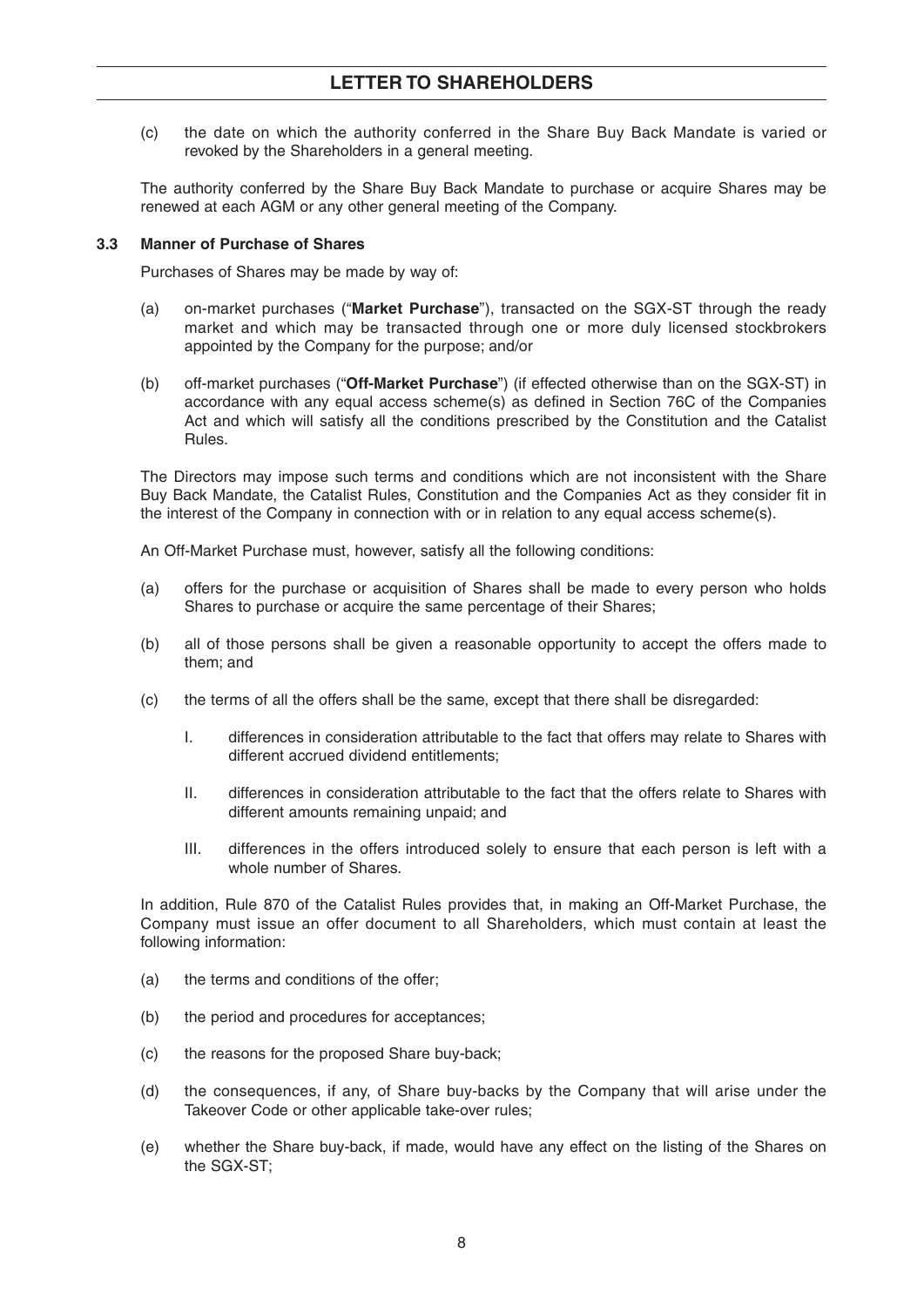(c) the date on which the authority conferred in the Share Buy Back Mandate is varied or revoked by the Shareholders in a general meeting.

The authority conferred by the Share Buy Back Mandate to purchase or acquire Shares may be renewed at each AGM or any other general meeting of the Company.

### 3.3 Manner of Purchase of Shares

Purchases of Shares may be made by way of:

(a) on-market purchases ("**Market Purchase**"), transacted on the SGX-ST through the ready market and which may be transacted through one or more duly licensed stockbrokers appointed by the Company for the purpose; and/or

(b) off-market purchases ("**Off-Market Purchase**") (if effected otherwise than on the SGX-ST) in accordance with any equal access scheme(s) as defined in Section 76C of the Companies Act and which will satisfy all the conditions prescribed by the Constitution and the Catalist Rules.

The Directors may impose such terms and conditions which are not inconsistent with the Share Buy Back Mandate, the Catalist Rules, Constitution and the Companies Act as they consider fit in the interest of the Company in connection with or in relation to any equal access scheme(s).

An Off-Market Purchase must, however, satisfy all the following conditions:

(a) offers for the purchase or acquisition of Shares shall be made to every person who holds Shares to purchase or acquire the same percentage of their Shares;

(b) all of those persons shall be given a reasonable opportunity to accept the offers made to them; and

(c) the terms of all the offers shall be the same, except that there shall be disregarded:

   I. differences in consideration attributable to the fact that offers may relate to Shares with different accrued dividend entitlements;

   II. differences in consideration attributable to the fact that the offers relate to Shares with different amounts remaining unpaid; and

   III. differences in the offers introduced solely to ensure that each person is left with a whole number of Shares.

In addition, Rule 870 of the Catalist Rules provides that, in making an Off-Market Purchase, the Company must issue an offer document to all Shareholders, which must contain at least the following information:

(a) the terms and conditions of the offer;

(b) the period and procedures for acceptances;

(c) the reasons for the proposed Share buy-back;

(d) the consequences, if any, of Share buy-backs by the Company that will arise under the Takeover Code or other applicable take-over rules;

(e) whether the Share buy-back, if made, would have any effect on the listing of the Shares on the SGX-ST;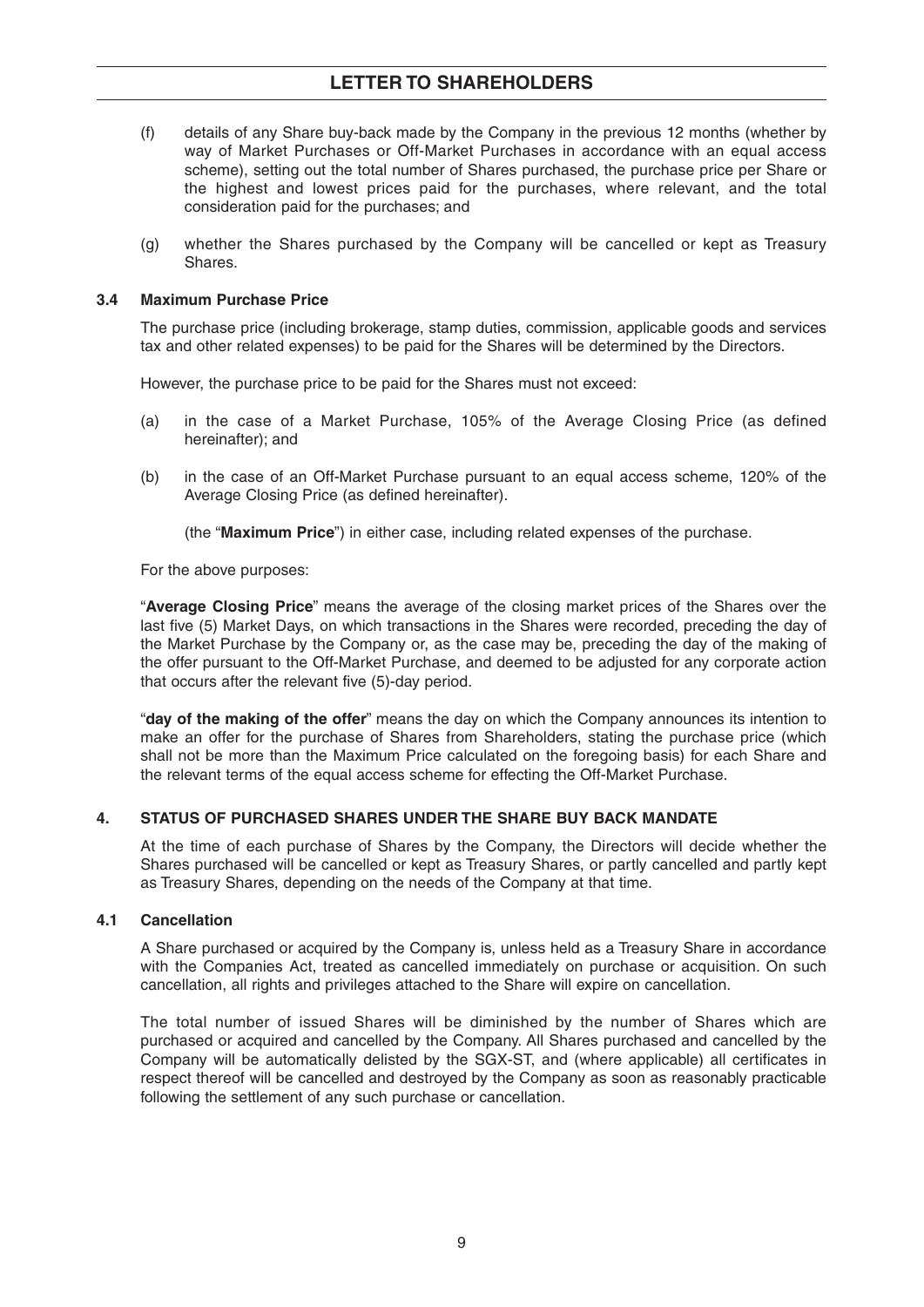(f) details of any Share buy-back made by the Company in the previous 12 months (whether by way of Market Purchases or Off-Market Purchases in accordance with an equal access scheme), setting out the total number of Shares purchased, the purchase price per Share or the highest and lowest prices paid for the purchases, where relevant, and the total consideration paid for the purchases; and

(g) whether the Shares purchased by the Company will be cancelled or kept as Treasury Shares.

### 3.4 Maximum Purchase Price

The purchase price (including brokerage, stamp duties, commission, applicable goods and services tax and other related expenses) to be paid for the Shares will be determined by the Directors.

However, the purchase price to be paid for the Shares must not exceed:

(a) in the case of a Market Purchase, 105% of the Average Closing Price (as defined hereinafter); and

(b) in the case of an Off-Market Purchase pursuant to an equal access scheme, 120% of the Average Closing Price (as defined hereinafter).

(the "**Maximum Price**") in either case, including related expenses of the purchase.

For the above purposes:

"**Average Closing Price**" means the average of the closing market prices of the Shares over the last five (5) Market Days, on which transactions in the Shares were recorded, preceding the day of the Market Purchase by the Company or, as the case may be, preceding the day of the making of the offer pursuant to the Off-Market Purchase, and deemed to be adjusted for any corporate action that occurs after the relevant five (5)-day period.

"**day of the making of the offer**" means the day on which the Company announces its intention to make an offer for the purchase of Shares from Shareholders, stating the purchase price (which shall not be more than the Maximum Price calculated on the foregoing basis) for each Share and the relevant terms of the equal access scheme for effecting the Off-Market Purchase.

## 4. STATUS OF PURCHASED SHARES UNDER THE SHARE BUY BACK MANDATE

At the time of each purchase of Shares by the Company, the Directors will decide whether the Shares purchased will be cancelled or kept as Treasury Shares, or partly cancelled and partly kept as Treasury Shares, depending on the needs of the Company at that time.

### 4.1 Cancellation

A Share purchased or acquired by the Company is, unless held as a Treasury Share in accordance with the Companies Act, treated as cancelled immediately on purchase or acquisition. On such cancellation, all rights and privileges attached to the Share will expire on cancellation.

The total number of issued Shares will be diminished by the number of Shares which are purchased or acquired and cancelled by the Company. All Shares purchased and cancelled by the Company will be automatically delisted by the SGX-ST, and (where applicable) all certificates in respect thereof will be cancelled and destroyed by the Company as soon as reasonably practicable following the settlement of any such purchase or cancellation.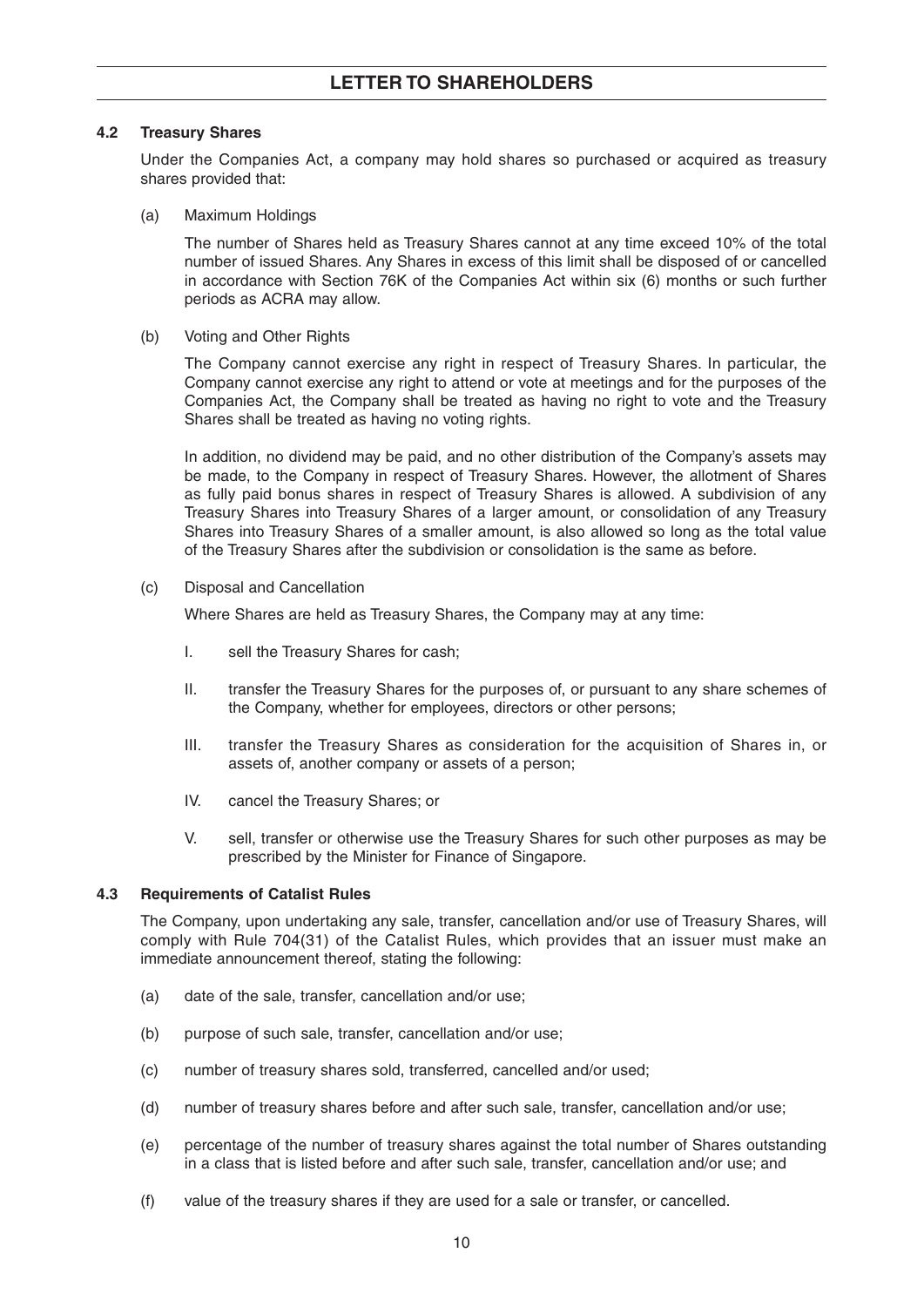### 4.2 Treasury Shares

Under the Companies Act, a company may hold shares so purchased or acquired as treasury shares provided that:

(a) Maximum Holdings

The number of Shares held as Treasury Shares cannot at any time exceed 10% of the total number of issued Shares. Any Shares in excess of this limit shall be disposed of or cancelled in accordance with Section 76K of the Companies Act within six (6) months or such further periods as ACRA may allow.

(b) Voting and Other Rights

The Company cannot exercise any right in respect of Treasury Shares. In particular, the Company cannot exercise any right to attend or vote at meetings and for the purposes of the Companies Act, the Company shall be treated as having no right to vote and the Treasury Shares shall be treated as having no voting rights.

In addition, no dividend may be paid, and no other distribution of the Company's assets may be made, to the Company in respect of Treasury Shares. However, the allotment of Shares as fully paid bonus shares in respect of Treasury Shares is allowed. A subdivision of any Treasury Shares into Treasury Shares of a larger amount, or consolidation of any Treasury Shares into Treasury Shares of a smaller amount, is also allowed so long as the total value of the Treasury Shares after the subdivision or consolidation is the same as before.

(c) Disposal and Cancellation

Where Shares are held as Treasury Shares, the Company may at any time:

I. sell the Treasury Shares for cash;

II. transfer the Treasury Shares for the purposes of, or pursuant to any share schemes of the Company, whether for employees, directors or other persons;

III. transfer the Treasury Shares as consideration for the acquisition of Shares in, or assets of, another company or assets of a person;

IV. cancel the Treasury Shares; or

V. sell, transfer or otherwise use the Treasury Shares for such other purposes as may be prescribed by the Minister for Finance of Singapore.

### 4.3 Requirements of Catalist Rules

The Company, upon undertaking any sale, transfer, cancellation and/or use of Treasury Shares, will comply with Rule 704(31) of the Catalist Rules, which provides that an issuer must make an immediate announcement thereof, stating the following:

(a) date of the sale, transfer, cancellation and/or use;

(b) purpose of such sale, transfer, cancellation and/or use;

(c) number of treasury shares sold, transferred, cancelled and/or used;

(d) number of treasury shares before and after such sale, transfer, cancellation and/or use;

(e) percentage of the number of treasury shares against the total number of Shares outstanding in a class that is listed before and after such sale, transfer, cancellation and/or use; and

(f) value of the treasury shares if they are used for a sale or transfer, or cancelled.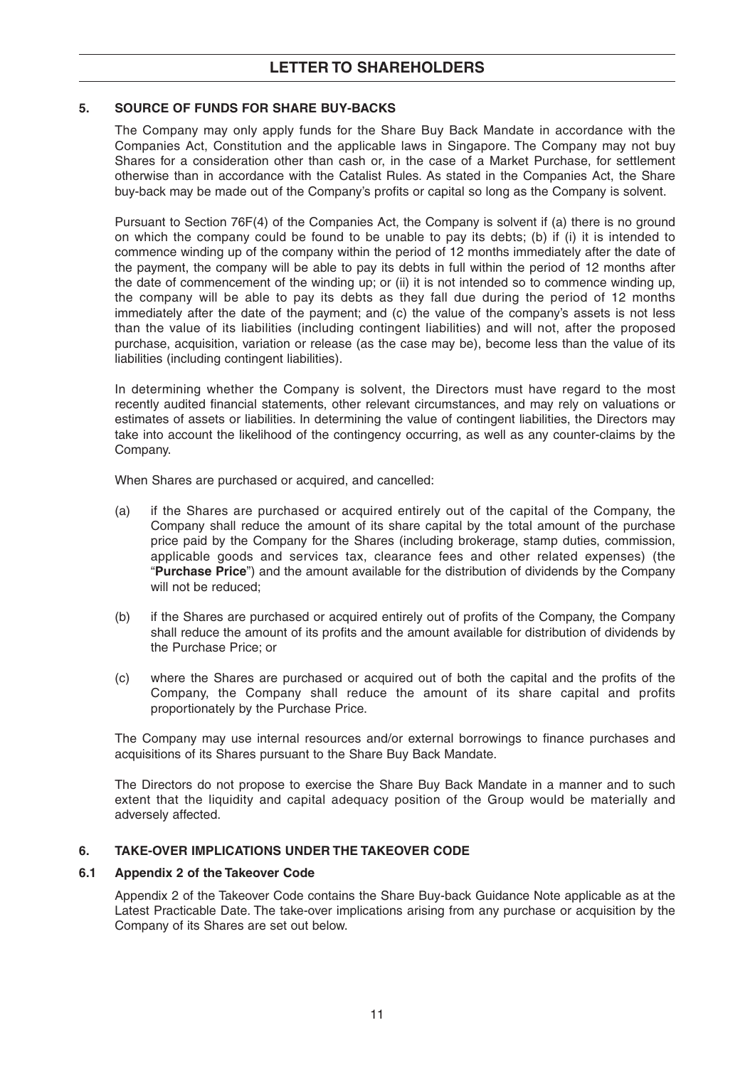### 5. SOURCE OF FUNDS FOR SHARE BUY-BACKS

The Company may only apply funds for the Share Buy Back Mandate in accordance with the Companies Act, Constitution and the applicable laws in Singapore. The Company may not buy Shares for a consideration other than cash or, in the case of a Market Purchase, for settlement otherwise than in accordance with the Catalist Rules. As stated in the Companies Act, the Share buy-back may be made out of the Company's profits or capital so long as the Company is solvent.

Pursuant to Section 76F(4) of the Companies Act, the Company is solvent if (a) there is no ground on which the company could be found to be unable to pay its debts; (b) if (i) it is intended to commence winding up of the company within the period of 12 months immediately after the date of the payment, the company will be able to pay its debts in full within the period of 12 months after the date of commencement of the winding up; or (ii) it is not intended so to commence winding up, the company will be able to pay its debts as they fall due during the period of 12 months immediately after the date of the payment; and (c) the value of the company's assets is not less than the value of its liabilities (including contingent liabilities) and will not, after the proposed purchase, acquisition, variation or release (as the case may be), become less than the value of its liabilities (including contingent liabilities).

In determining whether the Company is solvent, the Directors must have regard to the most recently audited financial statements, other relevant circumstances, and may rely on valuations or estimates of assets or liabilities. In determining the value of contingent liabilities, the Directors may take into account the likelihood of the contingency occurring, as well as any counter-claims by the Company.

When Shares are purchased or acquired, and cancelled:

(a) if the Shares are purchased or acquired entirely out of the capital of the Company, the Company shall reduce the amount of its share capital by the total amount of the purchase price paid by the Company for the Shares (including brokerage, stamp duties, commission, applicable goods and services tax, clearance fees and other related expenses) (the "**Purchase Price**") and the amount available for the distribution of dividends by the Company will not be reduced;

(b) if the Shares are purchased or acquired entirely out of profits of the Company, the Company shall reduce the amount of its profits and the amount available for distribution of dividends by the Purchase Price; or

(c) where the Shares are purchased or acquired out of both the capital and the profits of the Company, the Company shall reduce the amount of its share capital and profits proportionately by the Purchase Price.

The Company may use internal resources and/or external borrowings to finance purchases and acquisitions of its Shares pursuant to the Share Buy Back Mandate.

The Directors do not propose to exercise the Share Buy Back Mandate in a manner and to such extent that the liquidity and capital adequacy position of the Group would be materially and adversely affected.

### 6. TAKE-OVER IMPLICATIONS UNDER THE TAKEOVER CODE

#### 6.1 Appendix 2 of the Takeover Code

Appendix 2 of the Takeover Code contains the Share Buy-back Guidance Note applicable as at the Latest Practicable Date. The take-over implications arising from any purchase or acquisition by the Company of its Shares are set out below.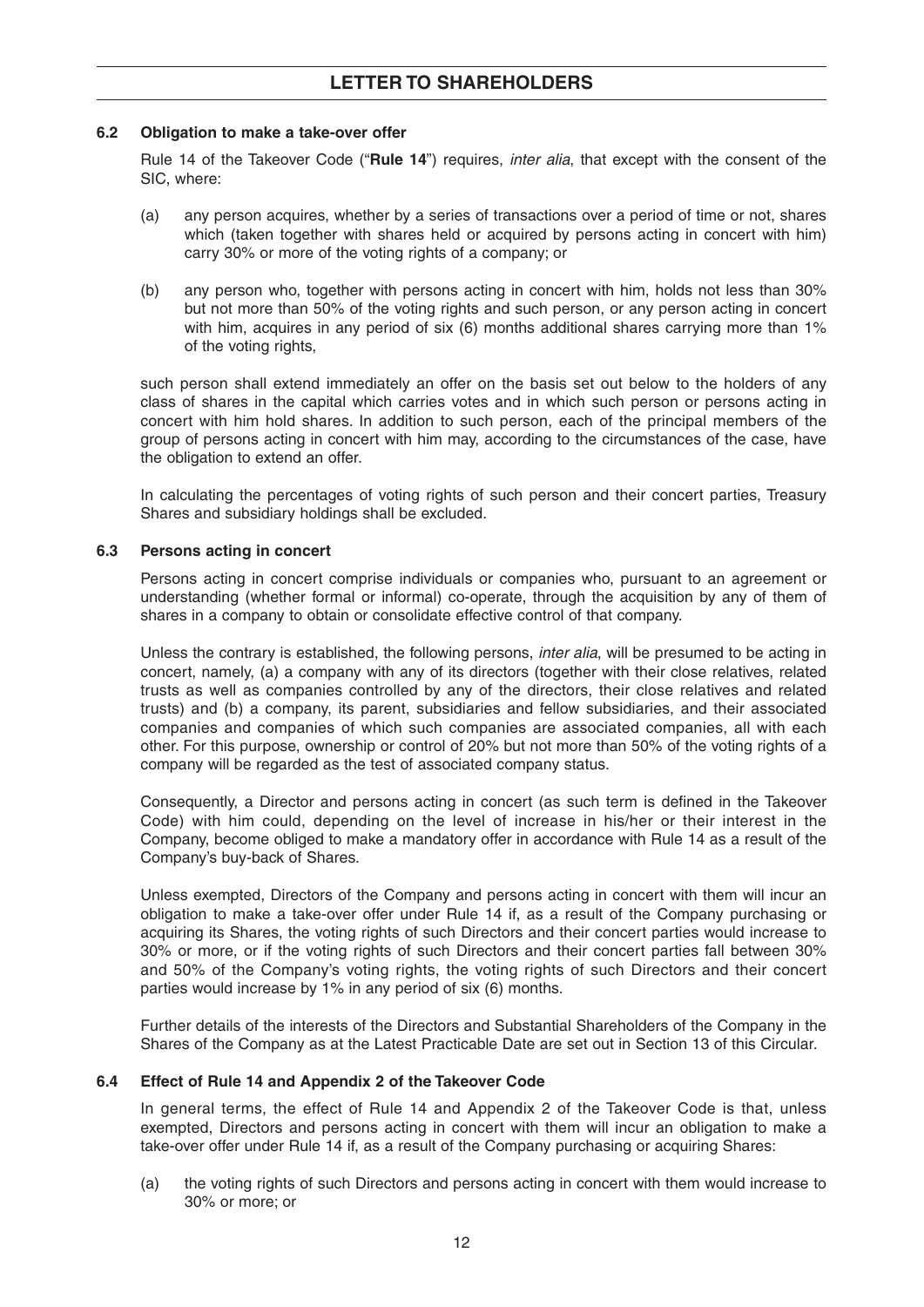#### 6.2 Obligation to make a take-over offer

Rule 14 of the Takeover Code ("**Rule 14**") requires, *inter alia*, that except with the consent of the SIC, where:

(a) any person acquires, whether by a series of transactions over a period of time or not, shares which (taken together with shares held or acquired by persons acting in concert with him) carry 30% or more of the voting rights of a company; or

(b) any person who, together with persons acting in concert with him, holds not less than 30% but not more than 50% of the voting rights and such person, or any person acting in concert with him, acquires in any period of six (6) months additional shares carrying more than 1% of the voting rights,

such person shall extend immediately an offer on the basis set out below to the holders of any class of shares in the capital which carries votes and in which such person or persons acting in concert with him hold shares. In addition to such person, each of the principal members of the group of persons acting in concert with him may, according to the circumstances of the case, have the obligation to extend an offer.

In calculating the percentages of voting rights of such person and their concert parties, Treasury Shares and subsidiary holdings shall be excluded.

#### 6.3 Persons acting in concert

Persons acting in concert comprise individuals or companies who, pursuant to an agreement or understanding (whether formal or informal) co-operate, through the acquisition by any of them of shares in a company to obtain or consolidate effective control of that company.

Unless the contrary is established, the following persons, *inter alia*, will be presumed to be acting in concert, namely, (a) a company with any of its directors (together with their close relatives, related trusts as well as companies controlled by any of the directors, their close relatives and related trusts) and (b) a company, its parent, subsidiaries and fellow subsidiaries, and their associated companies and companies of which such companies are associated companies, all with each other. For this purpose, ownership or control of 20% but not more than 50% of the voting rights of a company will be regarded as the test of associated company status.

Consequently, a Director and persons acting in concert (as such term is defined in the Takeover Code) with him could, depending on the level of increase in his/her or their interest in the Company, become obliged to make a mandatory offer in accordance with Rule 14 as a result of the Company's buy-back of Shares.

Unless exempted, Directors of the Company and persons acting in concert with them will incur an obligation to make a take-over offer under Rule 14 if, as a result of the Company purchasing or acquiring its Shares, the voting rights of such Directors and their concert parties would increase to 30% or more, or if the voting rights of such Directors and their concert parties fall between 30% and 50% of the Company's voting rights, the voting rights of such Directors and their concert parties would increase by 1% in any period of six (6) months.

Further details of the interests of the Directors and Substantial Shareholders of the Company in the Shares of the Company as at the Latest Practicable Date are set out in Section 13 of this Circular.

#### 6.4 Effect of Rule 14 and Appendix 2 of the Takeover Code

In general terms, the effect of Rule 14 and Appendix 2 of the Takeover Code is that, unless exempted, Directors and persons acting in concert with them will incur an obligation to make a take-over offer under Rule 14 if, as a result of the Company purchasing or acquiring Shares:

(a) the voting rights of such Directors and persons acting in concert with them would increase to 30% or more; or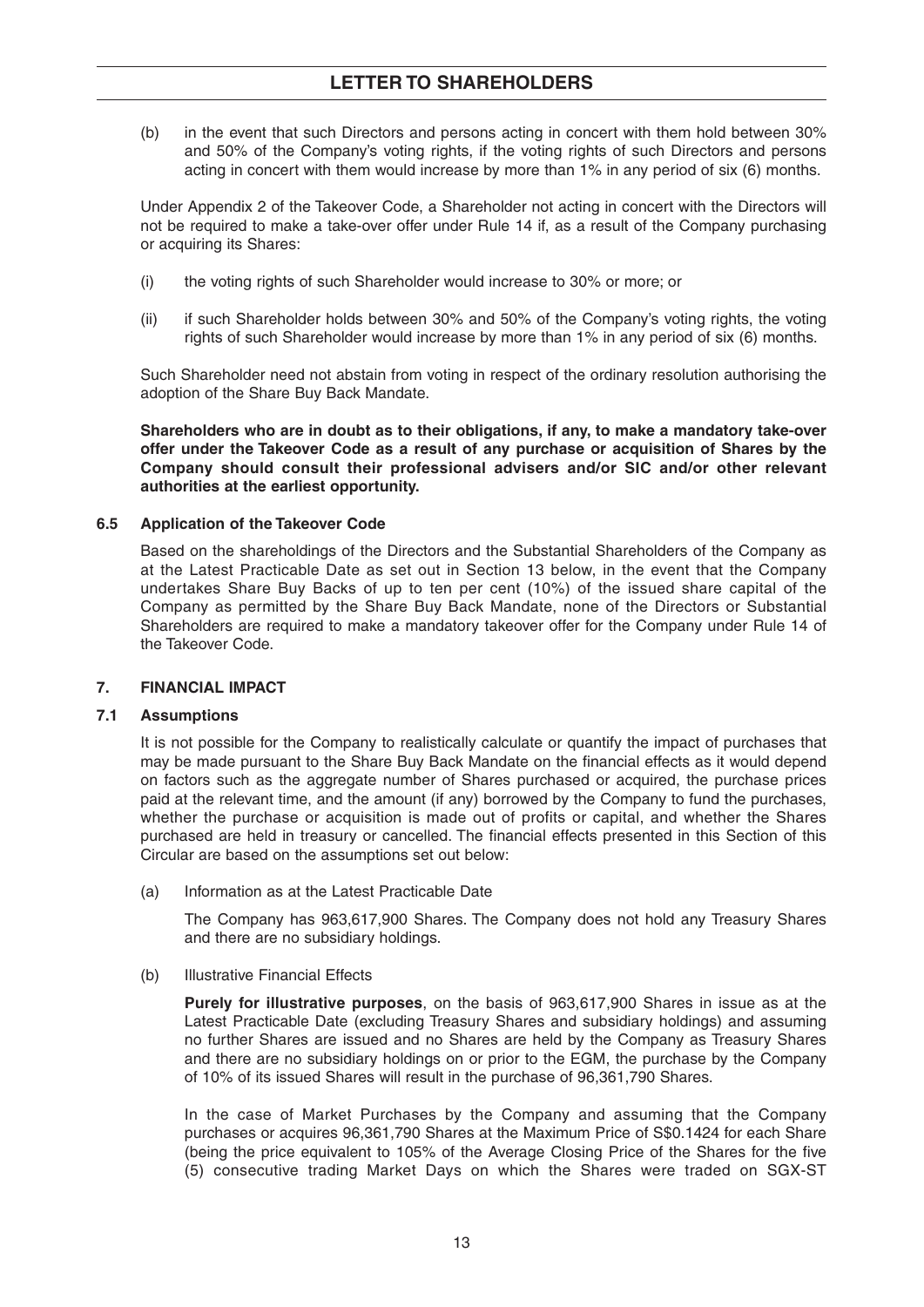(b) in the event that such Directors and persons acting in concert with them hold between 30% and 50% of the Company's voting rights, if the voting rights of such Directors and persons acting in concert with them would increase by more than 1% in any period of six (6) months.

Under Appendix 2 of the Takeover Code, a Shareholder not acting in concert with the Directors will not be required to make a take-over offer under Rule 14 if, as a result of the Company purchasing or acquiring its Shares:

(i) the voting rights of such Shareholder would increase to 30% or more; or

(ii) if such Shareholder holds between 30% and 50% of the Company's voting rights, the voting rights of such Shareholder would increase by more than 1% in any period of six (6) months.

Such Shareholder need not abstain from voting in respect of the ordinary resolution authorising the adoption of the Share Buy Back Mandate.

**Shareholders who are in doubt as to their obligations, if any, to make a mandatory take-over offer under the Takeover Code as a result of any purchase or acquisition of Shares by the Company should consult their professional advisers and/or SIC and/or other relevant authorities at the earliest opportunity.**

### 6.5 Application of the Takeover Code

Based on the shareholdings of the Directors and the Substantial Shareholders of the Company as at the Latest Practicable Date as set out in Section 13 below, in the event that the Company undertakes Share Buy Backs of up to ten per cent (10%) of the issued share capital of the Company as permitted by the Share Buy Back Mandate, none of the Directors or Substantial Shareholders are required to make a mandatory takeover offer for the Company under Rule 14 of the Takeover Code.

## 7. FINANCIAL IMPACT

### 7.1 Assumptions

It is not possible for the Company to realistically calculate or quantify the impact of purchases that may be made pursuant to the Share Buy Back Mandate on the financial effects as it would depend on factors such as the aggregate number of Shares purchased or acquired, the purchase prices paid at the relevant time, and the amount (if any) borrowed by the Company to fund the purchases, whether the purchase or acquisition is made out of profits or capital, and whether the Shares purchased are held in treasury or cancelled. The financial effects presented in this Section of this Circular are based on the assumptions set out below:

(a) Information as at the Latest Practicable Date

The Company has 963,617,900 Shares. The Company does not hold any Treasury Shares and there are no subsidiary holdings.

(b) Illustrative Financial Effects

**Purely for illustrative purposes**, on the basis of 963,617,900 Shares in issue as at the Latest Practicable Date (excluding Treasury Shares and subsidiary holdings) and assuming no further Shares are issued and no Shares are held by the Company as Treasury Shares and there are no subsidiary holdings on or prior to the EGM, the purchase by the Company of 10% of its issued Shares will result in the purchase of 96,361,790 Shares.

In the case of Market Purchases by the Company and assuming that the Company purchases or acquires 96,361,790 Shares at the Maximum Price of S$0.1424 for each Share (being the price equivalent to 105% of the Average Closing Price of the Shares for the five (5) consecutive trading Market Days on which the Shares were traded on SGX-ST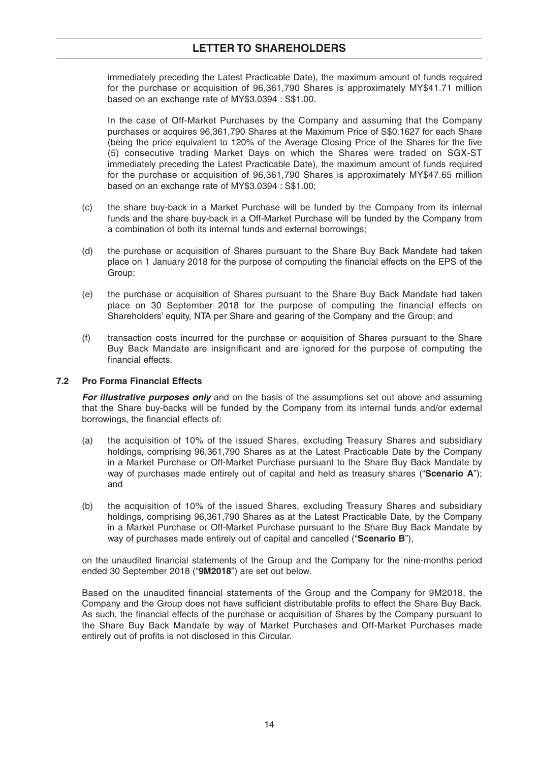immediately preceding the Latest Practicable Date), the maximum amount of funds required for the purchase or acquisition of 96,361,790 Shares is approximately MY$41.71 million based on an exchange rate of MY$3.0394 : S$1.00.

In the case of Off-Market Purchases by the Company and assuming that the Company purchases or acquires 96,361,790 Shares at the Maximum Price of S$0.1627 for each Share (being the price equivalent to 120% of the Average Closing Price of the Shares for the five (5) consecutive trading Market Days on which the Shares were traded on SGX-ST immediately preceding the Latest Practicable Date), the maximum amount of funds required for the purchase or acquisition of 96,361,790 Shares is approximately MY$47.65 million based on an exchange rate of MY$3.0394 : S$1.00;

(c) the share buy-back in a Market Purchase will be funded by the Company from its internal funds and the share buy-back in a Off-Market Purchase will be funded by the Company from a combination of both its internal funds and external borrowings;

(d) the purchase or acquisition of Shares pursuant to the Share Buy Back Mandate had taken place on 1 January 2018 for the purpose of computing the financial effects on the EPS of the Group;

(e) the purchase or acquisition of Shares pursuant to the Share Buy Back Mandate had taken place on 30 September 2018 for the purpose of computing the financial effects on Shareholders' equity, NTA per Share and gearing of the Company and the Group; and

(f) transaction costs incurred for the purchase or acquisition of Shares pursuant to the Share Buy Back Mandate are insignificant and are ignored for the purpose of computing the financial effects.

### 7.2 Pro Forma Financial Effects

***For illustrative purposes only*** and on the basis of the assumptions set out above and assuming that the Share buy-backs will be funded by the Company from its internal funds and/or external borrowings, the financial effects of:

(a) the acquisition of 10% of the issued Shares, excluding Treasury Shares and subsidiary holdings, comprising 96,361,790 Shares as at the Latest Practicable Date by the Company in a Market Purchase or Off-Market Purchase pursuant to the Share Buy Back Mandate by way of purchases made entirely out of capital and held as treasury shares ("**Scenario A**"); and

(b) the acquisition of 10% of the issued Shares, excluding Treasury Shares and subsidiary holdings, comprising 96,361,790 Shares as at the Latest Practicable Date, by the Company in a Market Purchase or Off-Market Purchase pursuant to the Share Buy Back Mandate by way of purchases made entirely out of capital and cancelled ("**Scenario B**"),

on the unaudited financial statements of the Group and the Company for the nine-months period ended 30 September 2018 ("**9M2018**") are set out below.

Based on the unaudited financial statements of the Group and the Company for 9M2018, the Company and the Group does not have sufficient distributable profits to effect the Share Buy Back. As such, the financial effects of the purchase or acquisition of Shares by the Company pursuant to the Share Buy Back Mandate by way of Market Purchases and Off-Market Purchases made entirely out of profits is not disclosed in this Circular.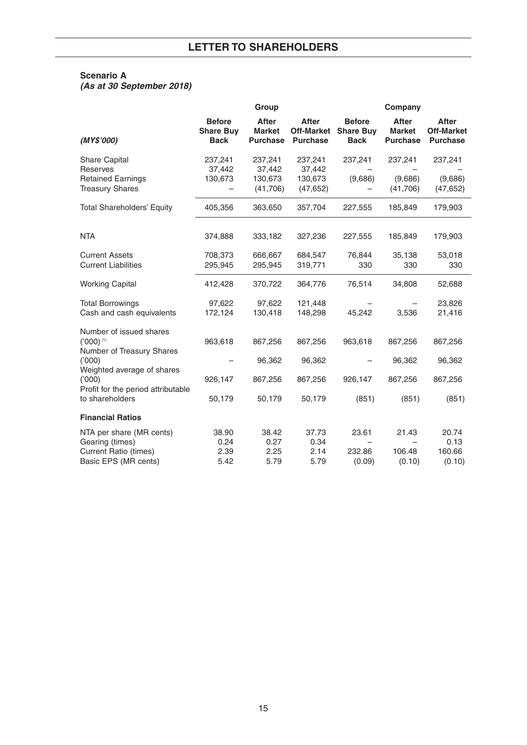**Scenario A**
***(As at 30 September 2018)***

| *(MY$'000)* | Group | | | Company | | |
|---|---|---|---|---|---|---|
| | **Before Share Buy Back** | **After Market Purchase** | **After Off-Market Purchase** | **Before Share Buy Back** | **After Market Purchase** | **After Off-Market Purchase** |
| Share Capital | 237,241 | 237,241 | 237,241 | 237,241 | 237,241 | 237,241 |
| Reserves | 37,442 | 37,442 | 37,442 | – | – | – |
| Retained Earnings | 130,673 | 130,673 | 130,673 | (9,686) | (9,686) | (9,686) |
| Treasury Shares | – | (41,706) | (47,652) | – | (41,706) | (47,652) |
| Total Shareholders' Equity | 405,356 | 363,650 | 357,704 | 227,555 | 185,849 | 179,903 |
| NTA | 374,888 | 333,182 | 327,236 | 227,555 | 185,849 | 179,903 |
| Current Assets | 708,373 | 666,667 | 684,547 | 76,844 | 35,138 | 53,018 |
| Current Liabilities | 295,945 | 295,945 | 319,771 | 330 | 330 | 330 |
| Working Capital | 412,428 | 370,722 | 364,776 | 76,514 | 34,808 | 52,688 |
| Total Borrowings | 97,622 | 97,622 | 121,448 | – | – | 23,826 |
| Cash and cash equivalents | 172,124 | 130,418 | 148,298 | 45,242 | 3,536 | 21,416 |
| Number of issued shares ('000) [(1)] | 963,618 | 867,256 | 867,256 | 963,618 | 867,256 | 867,256 |
| Number of Treasury Shares ('000) | – | 96,362 | 96,362 | – | 96,362 | 96,362 |
| Weighted average of shares ('000) | 926,147 | 867,256 | 867,256 | 926,147 | 867,256 | 867,256 |
| Profit for the period attributable to shareholders | 50,179 | 50,179 | 50,179 | (851) | (851) | (851) |
| **Financial Ratios** | | | | | | |
| NTA per share (MR cents) | 38.90 | 38.42 | 37.73 | 23.61 | 21.43 | 20.74 |
| Gearing (times) | 0.24 | 0.27 | 0.34 | – | – | 0.13 |
| Current Ratio (times) | 2.39 | 2.25 | 2.14 | 232.86 | 106.48 | 160.66 |
| Basic EPS (MR cents) | 5.42 | 5.79 | 5.79 | (0.09) | (0.10) | (0.10) |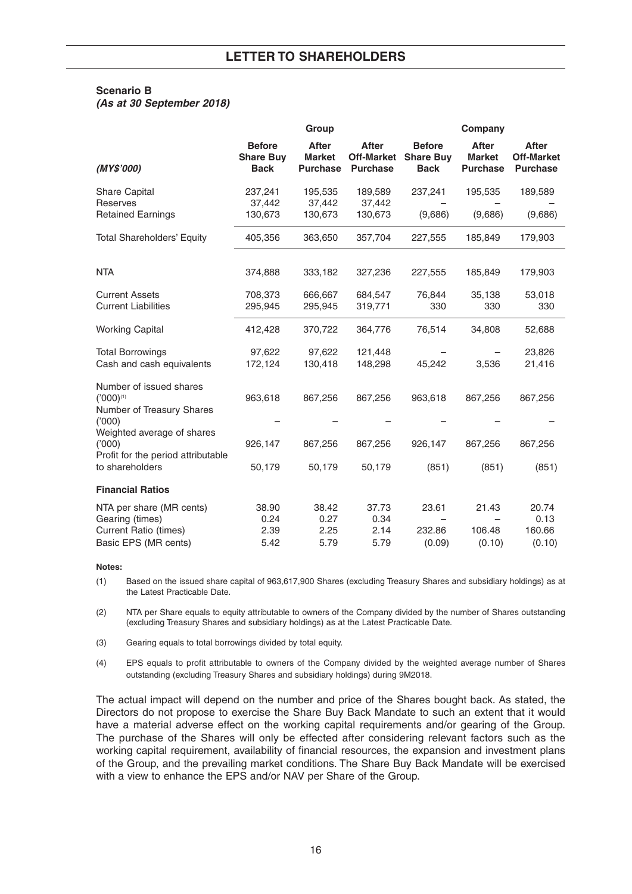**Scenario B**
***(As at 30 September 2018)***

| *(MY$'000)* | Group | | | Company | | |
|---|---|---|---|---|---|---|
| | **Before Share Buy Back** | **After Market Purchase** | **After Off-Market Purchase** | **Before Share Buy Back** | **After Market Purchase** | **After Off-Market Purchase** |
| Share Capital | 237,241 | 195,535 | 189,589 | 237,241 | 195,535 | 189,589 |
| Reserves | 37,442 | 37,442 | 37,442 | – | – | – |
| Retained Earnings | 130,673 | 130,673 | 130,673 | (9,686) | (9,686) | (9,686) |
| Total Shareholders' Equity | 405,356 | 363,650 | 357,704 | 227,555 | 185,849 | 179,903 |
| NTA | 374,888 | 333,182 | 327,236 | 227,555 | 185,849 | 179,903 |
| Current Assets | 708,373 | 666,667 | 684,547 | 76,844 | 35,138 | 53,018 |
| Current Liabilities | 295,945 | 295,945 | 319,771 | 330 | 330 | 330 |
| Working Capital | 412,428 | 370,722 | 364,776 | 76,514 | 34,808 | 52,688 |
| Total Borrowings | 97,622 | 97,622 | 121,448 | – | – | 23,826 |
| Cash and cash equivalents | 172,124 | 130,418 | 148,298 | 45,242 | 3,536 | 21,416 |
| Number of issued shares ('000)[1] | 963,618 | 867,256 | 867,256 | 963,618 | 867,256 | 867,256 |
| Number of Treasury Shares ('000) | – | – | – | – | – | – |
| Weighted average of shares ('000) | 926,147 | 867,256 | 867,256 | 926,147 | 867,256 | 867,256 |
| Profit for the period attributable to shareholders | 50,179 | 50,179 | 50,179 | (851) | (851) | (851) |
| **Financial Ratios** | | | | | | |
| NTA per share (MR cents) | 38.90 | 38.42 | 37.73 | 23.61 | 21.43 | 20.74 |
| Gearing (times) | 0.24 | 0.27 | 0.34 | – | – | 0.13 |
| Current Ratio (times) | 2.39 | 2.25 | 2.14 | 232.86 | 106.48 | 160.66 |
| Basic EPS (MR cents) | 5.42 | 5.79 | 5.79 | (0.09) | (0.10) | (0.10) |

**Notes:**

(1) Based on the issued share capital of 963,617,900 Shares (excluding Treasury Shares and subsidiary holdings) as at the Latest Practicable Date.

(2) NTA per Share equals to equity attributable to owners of the Company divided by the number of Shares outstanding (excluding Treasury Shares and subsidiary holdings) as at the Latest Practicable Date.

(3) Gearing equals to total borrowings divided by total equity.

(4) EPS equals to profit attributable to owners of the Company divided by the weighted average number of Shares outstanding (excluding Treasury Shares and subsidiary holdings) during 9M2018.

The actual impact will depend on the number and price of the Shares bought back. As stated, the Directors do not propose to exercise the Share Buy Back Mandate to such an extent that it would have a material adverse effect on the working capital requirements and/or gearing of the Group. The purchase of the Shares will only be effected after considering relevant factors such as the working capital requirement, availability of financial resources, the expansion and investment plans of the Group, and the prevailing market conditions. The Share Buy Back Mandate will be exercised with a view to enhance the EPS and/or NAV per Share of the Group.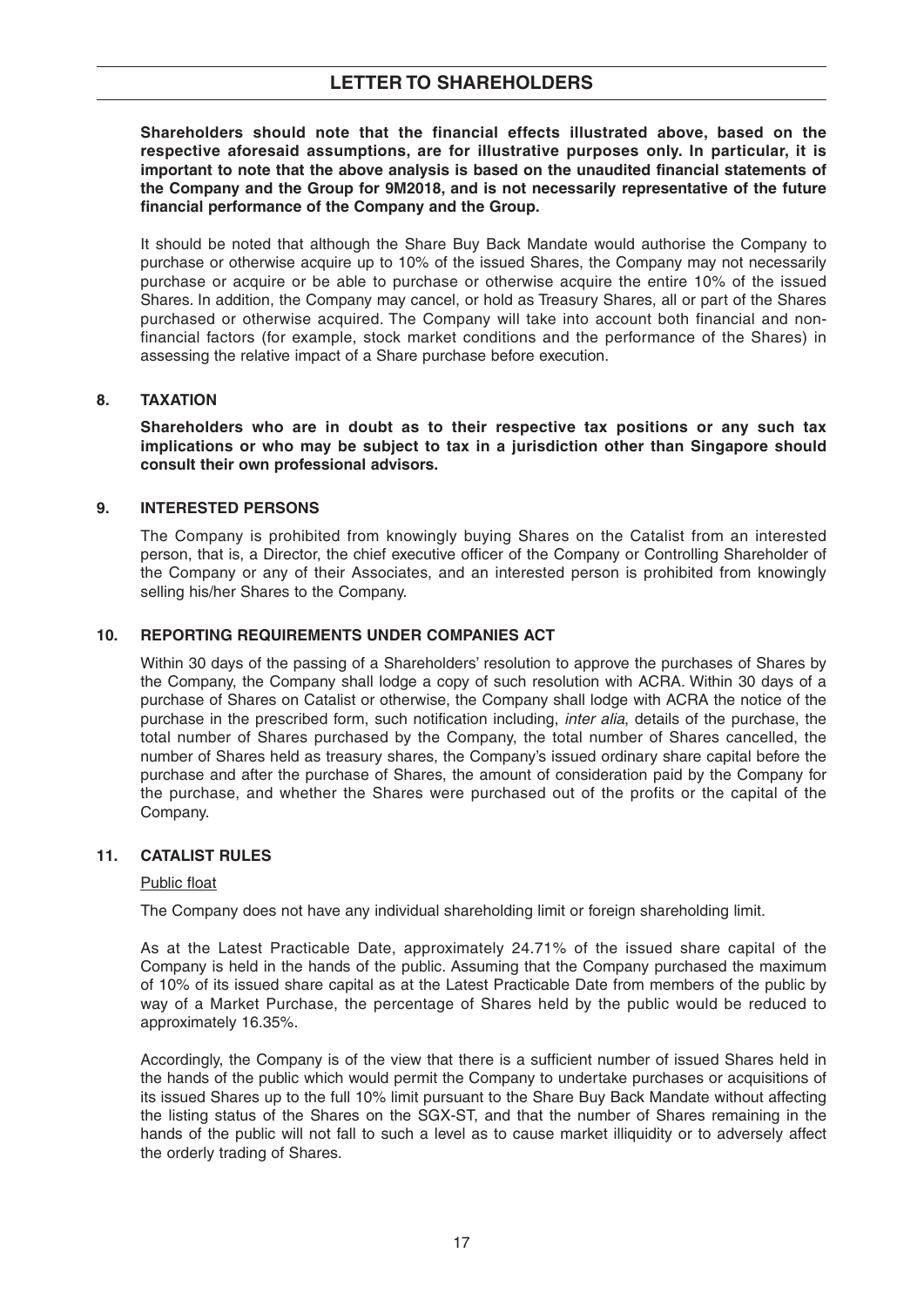**Shareholders should note that the financial effects illustrated above, based on the respective aforesaid assumptions, are for illustrative purposes only. In particular, it is important to note that the above analysis is based on the unaudited financial statements of the Company and the Group for 9M2018, and is not necessarily representative of the future financial performance of the Company and the Group.**

It should be noted that although the Share Buy Back Mandate would authorise the Company to purchase or otherwise acquire up to 10% of the issued Shares, the Company may not necessarily purchase or acquire or be able to purchase or otherwise acquire the entire 10% of the issued Shares. In addition, the Company may cancel, or hold as Treasury Shares, all or part of the Shares purchased or otherwise acquired. The Company will take into account both financial and non-financial factors (for example, stock market conditions and the performance of the Shares) in assessing the relative impact of a Share purchase before execution.

## 8. TAXATION

**Shareholders who are in doubt as to their respective tax positions or any such tax implications or who may be subject to tax in a jurisdiction other than Singapore should consult their own professional advisors.**

## 9. INTERESTED PERSONS

The Company is prohibited from knowingly buying Shares on the Catalist from an interested person, that is, a Director, the chief executive officer of the Company or Controlling Shareholder of the Company or any of their Associates, and an interested person is prohibited from knowingly selling his/her Shares to the Company.

## 10. REPORTING REQUIREMENTS UNDER COMPANIES ACT

Within 30 days of the passing of a Shareholders' resolution to approve the purchases of Shares by the Company, the Company shall lodge a copy of such resolution with ACRA. Within 30 days of a purchase of Shares on Catalist or otherwise, the Company shall lodge with ACRA the notice of the purchase in the prescribed form, such notification including, *inter alia*, details of the purchase, the total number of Shares purchased by the Company, the total number of Shares cancelled, the number of Shares held as treasury shares, the Company's issued ordinary share capital before the purchase and after the purchase of Shares, the amount of consideration paid by the Company for the purchase, and whether the Shares were purchased out of the profits or the capital of the Company.

## 11. CATALIST RULES

Public float

The Company does not have any individual shareholding limit or foreign shareholding limit.

As at the Latest Practicable Date, approximately 24.71% of the issued share capital of the Company is held in the hands of the public. Assuming that the Company purchased the maximum of 10% of its issued share capital as at the Latest Practicable Date from members of the public by way of a Market Purchase, the percentage of Shares held by the public would be reduced to approximately 16.35%.

Accordingly, the Company is of the view that there is a sufficient number of issued Shares held in the hands of the public which would permit the Company to undertake purchases or acquisitions of its issued Shares up to the full 10% limit pursuant to the Share Buy Back Mandate without affecting the listing status of the Shares on the SGX-ST, and that the number of Shares remaining in the hands of the public will not fall to such a level as to cause market illiquidity or to adversely affect the orderly trading of Shares.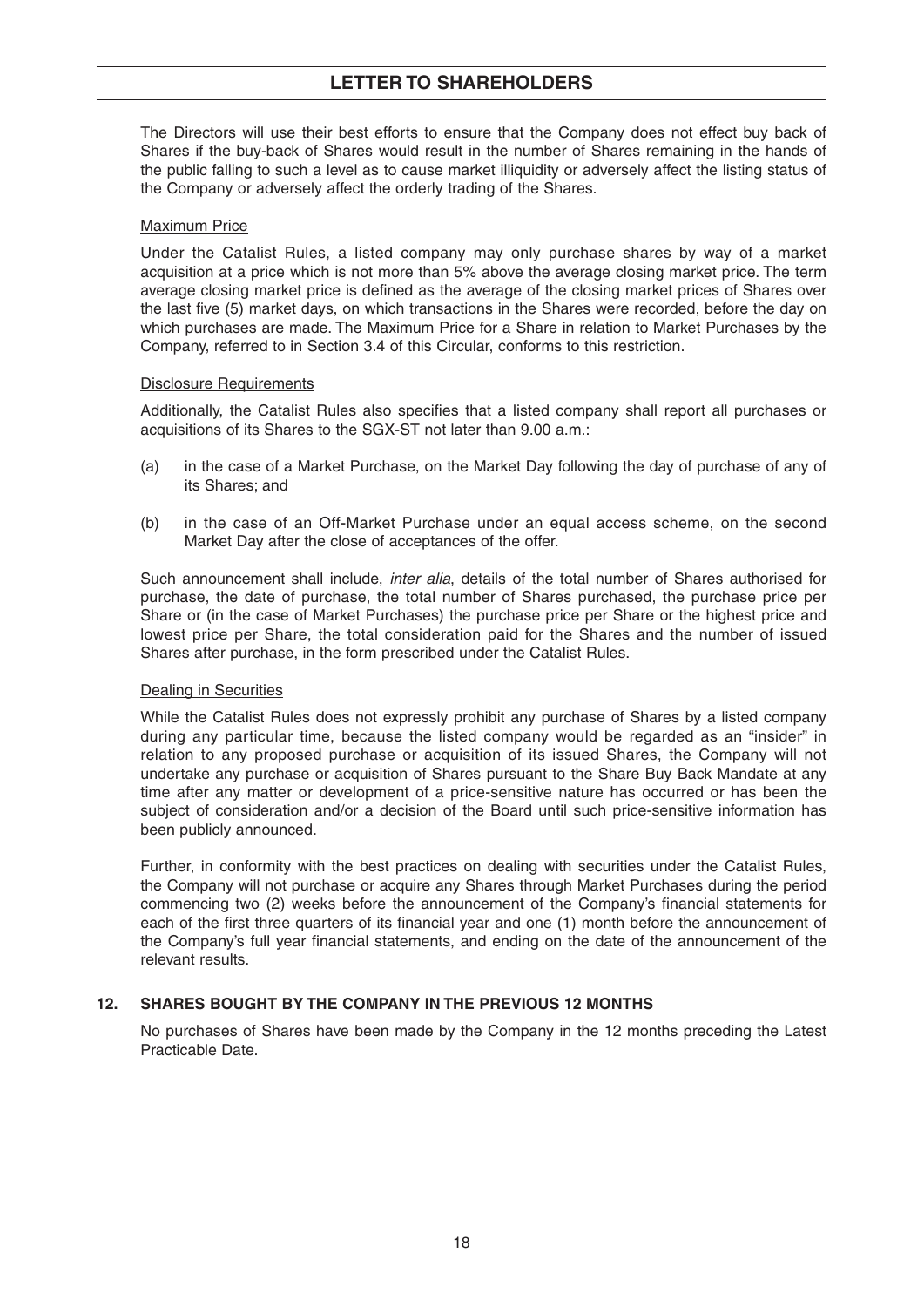The Directors will use their best efforts to ensure that the Company does not effect buy back of Shares if the buy-back of Shares would result in the number of Shares remaining in the hands of the public falling to such a level as to cause market illiquidity or adversely affect the listing status of the Company or adversely affect the orderly trading of the Shares.

Maximum Price

Under the Catalist Rules, a listed company may only purchase shares by way of a market acquisition at a price which is not more than 5% above the average closing market price. The term average closing market price is defined as the average of the closing market prices of Shares over the last five (5) market days, on which transactions in the Shares were recorded, before the day on which purchases are made. The Maximum Price for a Share in relation to Market Purchases by the Company, referred to in Section 3.4 of this Circular, conforms to this restriction.

Disclosure Requirements

Additionally, the Catalist Rules also specifies that a listed company shall report all purchases or acquisitions of its Shares to the SGX-ST not later than 9.00 a.m.:

(a) in the case of a Market Purchase, on the Market Day following the day of purchase of any of its Shares; and

(b) in the case of an Off-Market Purchase under an equal access scheme, on the second Market Day after the close of acceptances of the offer.

Such announcement shall include, *inter alia*, details of the total number of Shares authorised for purchase, the date of purchase, the total number of Shares purchased, the purchase price per Share or (in the case of Market Purchases) the purchase price per Share or the highest price and lowest price per Share, the total consideration paid for the Shares and the number of issued Shares after purchase, in the form prescribed under the Catalist Rules.

Dealing in Securities

While the Catalist Rules does not expressly prohibit any purchase of Shares by a listed company during any particular time, because the listed company would be regarded as an "insider" in relation to any proposed purchase or acquisition of its issued Shares, the Company will not undertake any purchase or acquisition of Shares pursuant to the Share Buy Back Mandate at any time after any matter or development of a price-sensitive nature has occurred or has been the subject of consideration and/or a decision of the Board until such price-sensitive information has been publicly announced.

Further, in conformity with the best practices on dealing with securities under the Catalist Rules, the Company will not purchase or acquire any Shares through Market Purchases during the period commencing two (2) weeks before the announcement of the Company's financial statements for each of the first three quarters of its financial year and one (1) month before the announcement of the Company's full year financial statements, and ending on the date of the announcement of the relevant results.

## 12. SHARES BOUGHT BY THE COMPANY IN THE PREVIOUS 12 MONTHS

No purchases of Shares have been made by the Company in the 12 months preceding the Latest Practicable Date.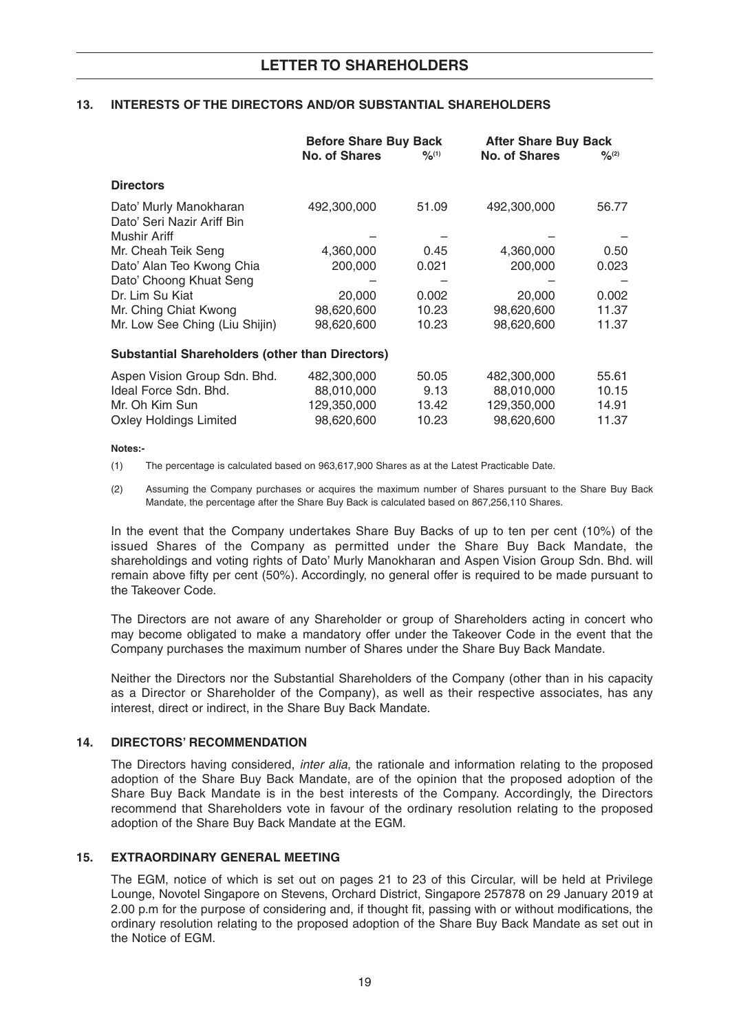## 13. INTERESTS OF THE DIRECTORS AND/OR SUBSTANTIAL SHAREHOLDERS

| | Before Share Buy Back | | After Share Buy Back | |
|---|---|---|---|---|
| | No. of Shares | %[1] | No. of Shares | %[2] |
| **Directors** | | | | |
| Dato' Murly Manokharan | 492,300,000 | 51.09 | 492,300,000 | 56.77 |
| Dato' Seri Nazir Ariff Bin Mushir Ariff | – | – | – | – |
| Mr. Cheah Teik Seng | 4,360,000 | 0.45 | 4,360,000 | 0.50 |
| Dato' Alan Teo Kwong Chia | 200,000 | 0.021 | 200,000 | 0.023 |
| Dato' Choong Khuat Seng | – | – | – | – |
| Dr. Lim Su Kiat | 20,000 | 0.002 | 20,000 | 0.002 |
| Mr. Ching Chiat Kwong | 98,620,600 | 10.23 | 98,620,600 | 11.37 |
| Mr. Low See Ching (Liu Shijin) | 98,620,600 | 10.23 | 98,620,600 | 11.37 |
| **Substantial Shareholders (other than Directors)** | | | | |
| Aspen Vision Group Sdn. Bhd. | 482,300,000 | 50.05 | 482,300,000 | 55.61 |
| Ideal Force Sdn. Bhd. | 88,010,000 | 9.13 | 88,010,000 | 10.15 |
| Mr. Oh Kim Sun | 129,350,000 | 13.42 | 129,350,000 | 14.91 |
| Oxley Holdings Limited | 98,620,600 | 10.23 | 98,620,600 | 11.37 |

**Notes:-**

(1) The percentage is calculated based on 963,617,900 Shares as at the Latest Practicable Date.

(2) Assuming the Company purchases or acquires the maximum number of Shares pursuant to the Share Buy Back Mandate, the percentage after the Share Buy Back is calculated based on 867,256,110 Shares.

In the event that the Company undertakes Share Buy Backs of up to ten per cent (10%) of the issued Shares of the Company as permitted under the Share Buy Back Mandate, the shareholdings and voting rights of Dato' Murly Manokharan and Aspen Vision Group Sdn. Bhd. will remain above fifty per cent (50%). Accordingly, no general offer is required to be made pursuant to the Takeover Code.

The Directors are not aware of any Shareholder or group of Shareholders acting in concert who may become obligated to make a mandatory offer under the Takeover Code in the event that the Company purchases the maximum number of Shares under the Share Buy Back Mandate.

Neither the Directors nor the Substantial Shareholders of the Company (other than in his capacity as a Director or Shareholder of the Company), as well as their respective associates, has any interest, direct or indirect, in the Share Buy Back Mandate.

## 14. DIRECTORS' RECOMMENDATION

The Directors having considered, *inter alia*, the rationale and information relating to the proposed adoption of the Share Buy Back Mandate, are of the opinion that the proposed adoption of the Share Buy Back Mandate is in the best interests of the Company. Accordingly, the Directors recommend that Shareholders vote in favour of the ordinary resolution relating to the proposed adoption of the Share Buy Back Mandate at the EGM.

## 15. EXTRAORDINARY GENERAL MEETING

The EGM, notice of which is set out on pages 21 to 23 of this Circular, will be held at Privilege Lounge, Novotel Singapore on Stevens, Orchard District, Singapore 257878 on 29 January 2019 at 2.00 p.m for the purpose of considering and, if thought fit, passing with or without modifications, the ordinary resolution relating to the proposed adoption of the Share Buy Back Mandate as set out in the Notice of EGM.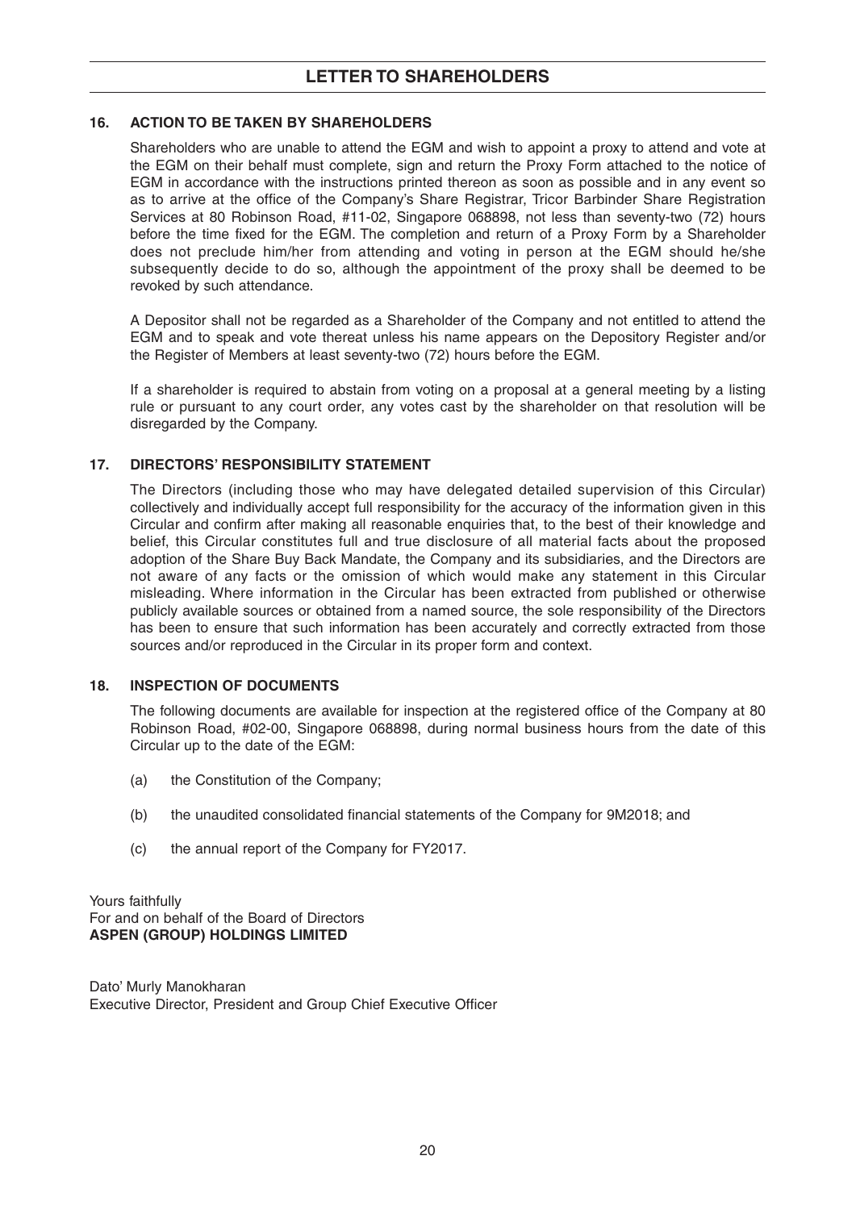## 16. ACTION TO BE TAKEN BY SHAREHOLDERS

Shareholders who are unable to attend the EGM and wish to appoint a proxy to attend and vote at the EGM on their behalf must complete, sign and return the Proxy Form attached to the notice of EGM in accordance with the instructions printed thereon as soon as possible and in any event so as to arrive at the office of the Company's Share Registrar, Tricor Barbinder Share Registration Services at 80 Robinson Road, #11-02, Singapore 068898, not less than seventy-two (72) hours before the time fixed for the EGM. The completion and return of a Proxy Form by a Shareholder does not preclude him/her from attending and voting in person at the EGM should he/she subsequently decide to do so, although the appointment of the proxy shall be deemed to be revoked by such attendance.

A Depositor shall not be regarded as a Shareholder of the Company and not entitled to attend the EGM and to speak and vote thereat unless his name appears on the Depository Register and/or the Register of Members at least seventy-two (72) hours before the EGM.

If a shareholder is required to abstain from voting on a proposal at a general meeting by a listing rule or pursuant to any court order, any votes cast by the shareholder on that resolution will be disregarded by the Company.

## 17. DIRECTORS' RESPONSIBILITY STATEMENT

The Directors (including those who may have delegated detailed supervision of this Circular) collectively and individually accept full responsibility for the accuracy of the information given in this Circular and confirm after making all reasonable enquiries that, to the best of their knowledge and belief, this Circular constitutes full and true disclosure of all material facts about the proposed adoption of the Share Buy Back Mandate, the Company and its subsidiaries, and the Directors are not aware of any facts or the omission of which would make any statement in this Circular misleading. Where information in the Circular has been extracted from published or otherwise publicly available sources or obtained from a named source, the sole responsibility of the Directors has been to ensure that such information has been accurately and correctly extracted from those sources and/or reproduced in the Circular in its proper form and context.

## 18. INSPECTION OF DOCUMENTS

The following documents are available for inspection at the registered office of the Company at 80 Robinson Road, #02-00, Singapore 068898, during normal business hours from the date of this Circular up to the date of the EGM:

(a) the Constitution of the Company;

(b) the unaudited consolidated financial statements of the Company for 9M2018; and

(c) the annual report of the Company for FY2017.

Yours faithfully
For and on behalf of the Board of Directors
**ASPEN (GROUP) HOLDINGS LIMITED**

Dato' Murly Manokharan
Executive Director, President and Group Chief Executive Officer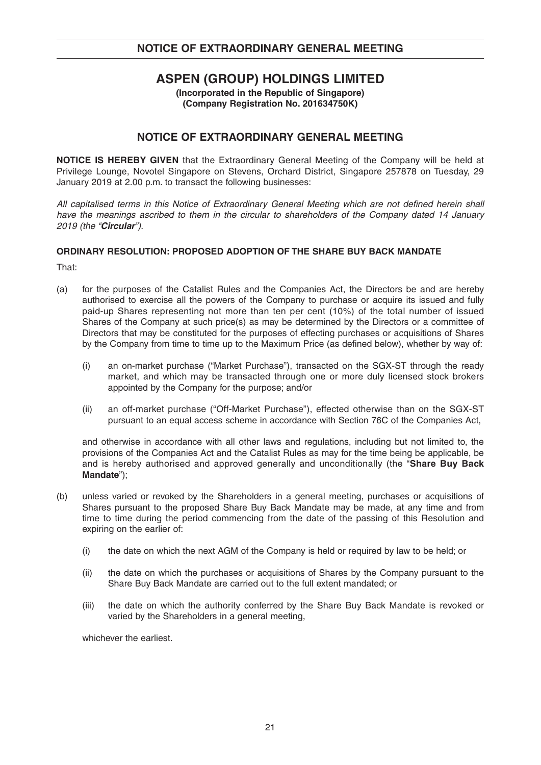# NOTICE OF EXTRAORDINARY GENERAL MEETING

## ASPEN (GROUP) HOLDINGS LIMITED

**(Incorporated in the Republic of Singapore)**
**(Company Registration No. 201634750K)**

## NOTICE OF EXTRAORDINARY GENERAL MEETING

**NOTICE IS HEREBY GIVEN** that the Extraordinary General Meeting of the Company will be held at Privilege Lounge, Novotel Singapore on Stevens, Orchard District, Singapore 257878 on Tuesday, 29 January 2019 at 2.00 p.m. to transact the following businesses:

*All capitalised terms in this Notice of Extraordinary General Meeting which are not defined herein shall have the meanings ascribed to them in the circular to shareholders of the Company dated 14 January 2019 (the "**Circular**").*

**ORDINARY RESOLUTION: PROPOSED ADOPTION OF THE SHARE BUY BACK MANDATE**

That:

(a) for the purposes of the Catalist Rules and the Companies Act, the Directors be and are hereby authorised to exercise all the powers of the Company to purchase or acquire its issued and fully paid-up Shares representing not more than ten per cent (10%) of the total number of issued Shares of the Company at such price(s) as may be determined by the Directors or a committee of Directors that may be constituted for the purposes of effecting purchases or acquisitions of Shares by the Company from time to time up to the Maximum Price (as defined below), whether by way of:

   (i) an on-market purchase ("Market Purchase"), transacted on the SGX-ST through the ready market, and which may be transacted through one or more duly licensed stock brokers appointed by the Company for the purpose; and/or

   (ii) an off-market purchase ("Off-Market Purchase"), effected otherwise than on the SGX-ST pursuant to an equal access scheme in accordance with Section 76C of the Companies Act,

   and otherwise in accordance with all other laws and regulations, including but not limited to, the provisions of the Companies Act and the Catalist Rules as may for the time being be applicable, be and is hereby authorised and approved generally and unconditionally (the "**Share Buy Back Mandate**");

(b) unless varied or revoked by the Shareholders in a general meeting, purchases or acquisitions of Shares pursuant to the proposed Share Buy Back Mandate may be made, at any time and from time to time during the period commencing from the date of the passing of this Resolution and expiring on the earlier of:

   (i) the date on which the next AGM of the Company is held or required by law to be held; or

   (ii) the date on which the purchases or acquisitions of Shares by the Company pursuant to the Share Buy Back Mandate are carried out to the full extent mandated; or

   (iii) the date on which the authority conferred by the Share Buy Back Mandate is revoked or varied by the Shareholders in a general meeting,

   whichever the earliest.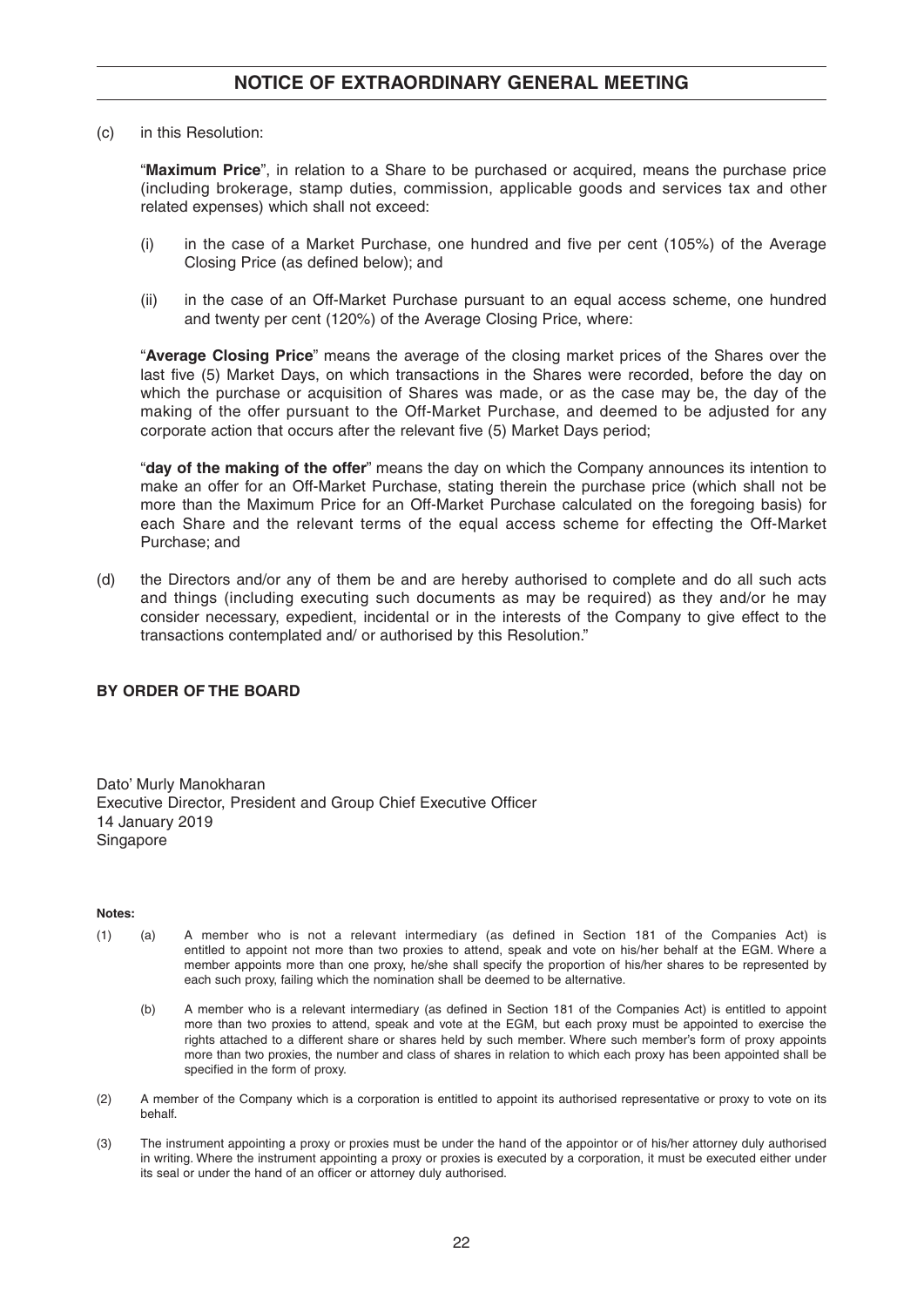## NOTICE OF EXTRAORDINARY GENERAL MEETING

(c) in this Resolution:

"**Maximum Price**", in relation to a Share to be purchased or acquired, means the purchase price (including brokerage, stamp duties, commission, applicable goods and services tax and other related expenses) which shall not exceed:

(i) in the case of a Market Purchase, one hundred and five per cent (105%) of the Average Closing Price (as defined below); and

(ii) in the case of an Off-Market Purchase pursuant to an equal access scheme, one hundred and twenty per cent (120%) of the Average Closing Price, where:

"**Average Closing Price**" means the average of the closing market prices of the Shares over the last five (5) Market Days, on which transactions in the Shares were recorded, before the day on which the purchase or acquisition of Shares was made, or as the case may be, the day of the making of the offer pursuant to the Off-Market Purchase, and deemed to be adjusted for any corporate action that occurs after the relevant five (5) Market Days period;

"**day of the making of the offer**" means the day on which the Company announces its intention to make an offer for an Off-Market Purchase, stating therein the purchase price (which shall not be more than the Maximum Price for an Off-Market Purchase calculated on the foregoing basis) for each Share and the relevant terms of the equal access scheme for effecting the Off-Market Purchase; and

(d) the Directors and/or any of them be and are hereby authorised to complete and do all such acts and things (including executing such documents as may be required) as they and/or he may consider necessary, expedient, incidental or in the interests of the Company to give effect to the transactions contemplated and/ or authorised by this Resolution."

**BY ORDER OF THE BOARD**

Dato' Murly Manokharan
Executive Director, President and Group Chief Executive Officer
14 January 2019
Singapore

**Notes:**

(1) (a) A member who is not a relevant intermediary (as defined in Section 181 of the Companies Act) is entitled to appoint not more than two proxies to attend, speak and vote on his/her behalf at the EGM. Where a member appoints more than one proxy, he/she shall specify the proportion of his/her shares to be represented by each such proxy, failing which the nomination shall be deemed to be alternative.

(b) A member who is a relevant intermediary (as defined in Section 181 of the Companies Act) is entitled to appoint more than two proxies to attend, speak and vote at the EGM, but each proxy must be appointed to exercise the rights attached to a different share or shares held by such member. Where such member's form of proxy appoints more than two proxies, the number and class of shares in relation to which each proxy has been appointed shall be specified in the form of proxy.

(2) A member of the Company which is a corporation is entitled to appoint its authorised representative or proxy to vote on its behalf.

(3) The instrument appointing a proxy or proxies must be under the hand of the appointor or of his/her attorney duly authorised in writing. Where the instrument appointing a proxy or proxies is executed by a corporation, it must be executed either under its seal or under the hand of an officer or attorney duly authorised.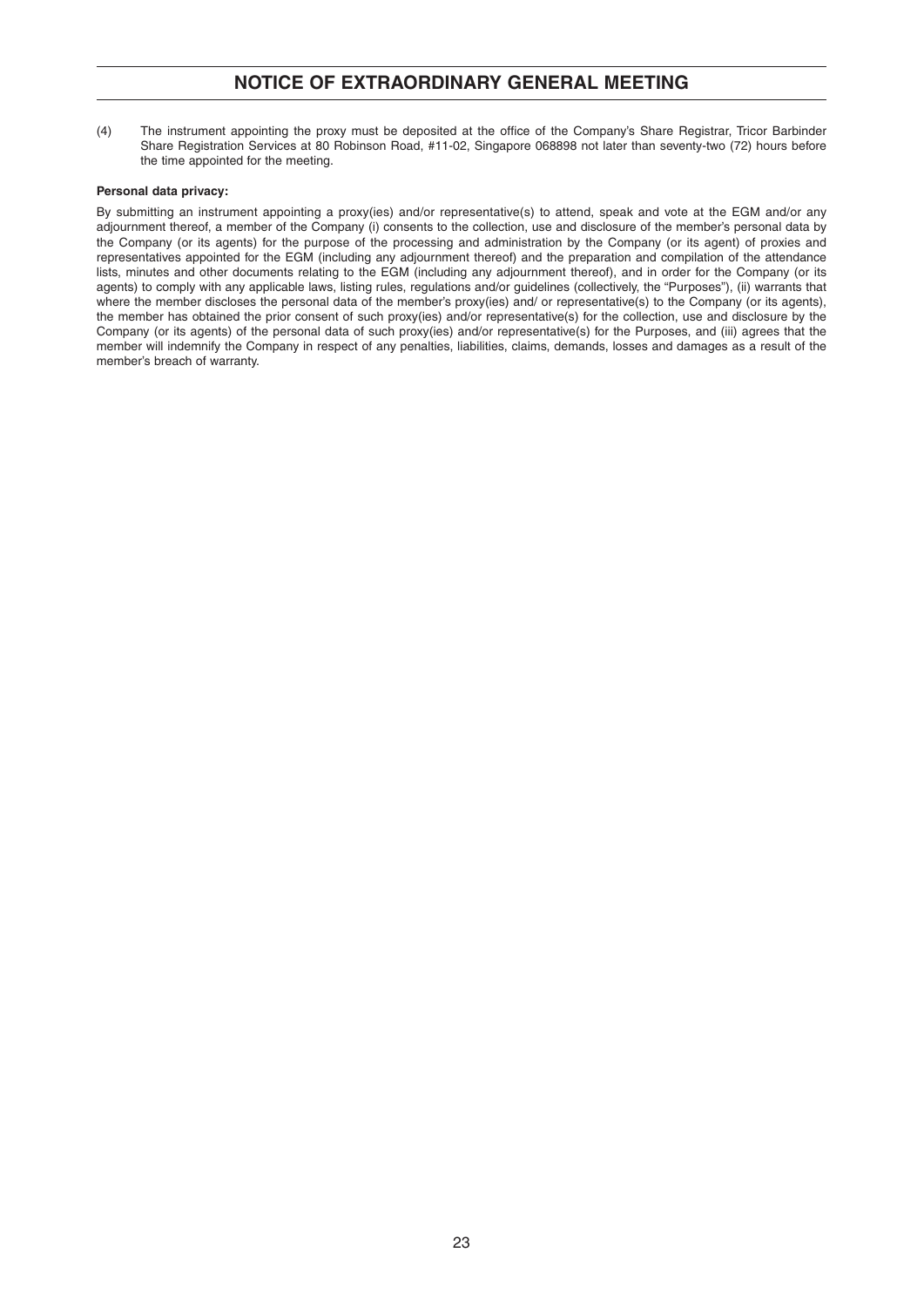(4) The instrument appointing the proxy must be deposited at the office of the Company's Share Registrar, Tricor Barbinder Share Registration Services at 80 Robinson Road, #11-02, Singapore 068898 not later than seventy-two (72) hours before the time appointed for the meeting.

**Personal data privacy:**

By submitting an instrument appointing a proxy(ies) and/or representative(s) to attend, speak and vote at the EGM and/or any adjournment thereof, a member of the Company (i) consents to the collection, use and disclosure of the member's personal data by the Company (or its agents) for the purpose of the processing and administration by the Company (or its agent) of proxies and representatives appointed for the EGM (including any adjournment thereof) and the preparation and compilation of the attendance lists, minutes and other documents relating to the EGM (including any adjournment thereof), and in order for the Company (or its agents) to comply with any applicable laws, listing rules, regulations and/or guidelines (collectively, the "Purposes"), (ii) warrants that where the member discloses the personal data of the member's proxy(ies) and/ or representative(s) to the Company (or its agents), the member has obtained the prior consent of such proxy(ies) and/or representative(s) for the collection, use and disclosure by the Company (or its agents) of the personal data of such proxy(ies) and/or representative(s) for the Purposes, and (iii) agrees that the member will indemnify the Company in respect of any penalties, liabilities, claims, demands, losses and damages as a result of the member's breach of warranty.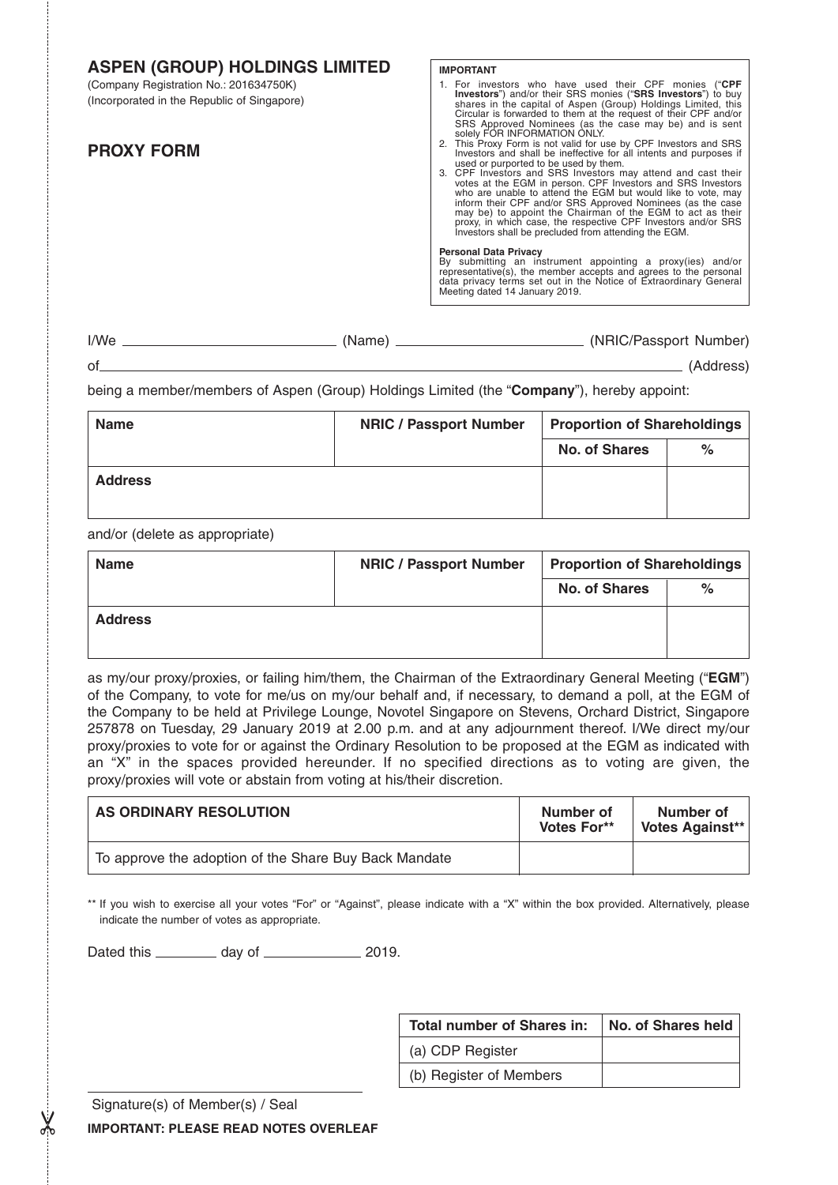# ASPEN (GROUP) HOLDINGS LIMITED

(Company Registration No.: 201634750K)
(Incorporated in the Republic of Singapore)

## PROXY FORM

**IMPORTANT**

1. For investors who have used their CPF monies ("**CPF Investors**") and/or their SRS monies ("**SRS Investors**") to buy shares in the capital of Aspen (Group) Holdings Limited, this Circular is forwarded to them at the request of their CPF and/or SRS Approved Nominees (as the case may be) and is sent solely FOR INFORMATION ONLY.
2. This Proxy Form is not valid for use by CPF Investors and SRS Investors and shall be ineffective for all intents and purposes if used or purported to be used by them.
3. CPF Investors and SRS Investors may attend and cast their votes at the EGM in person. CPF Investors and SRS Investors who are unable to attend the EGM but would like to vote, may inform their CPF and/or SRS Approved Nominees (as the case may be) to appoint the Chairman of the EGM to act as their proxy, in which case, the respective CPF Investors and/or SRS Investors shall be precluded from attending the EGM.

**Personal Data Privacy**
By submitting an instrument appointing a proxy(ies) and/or representative(s), the member accepts and agrees to the personal data privacy terms set out in the Notice of Extraordinary General Meeting dated 14 January 2019.

I/We ____________________ (Name) ____________________ (NRIC/Passport Number)

of ________________________________________________ (Address)

being a member/members of Aspen (Group) Holdings Limited (the "**Company**"), hereby appoint:

| **Name** | **NRIC / Passport Number** | **Proportion of Shareholdings** | |
|---|---|---|---|
| | | **No. of Shares** | **%** |
| **Address** | | | |

and/or (delete as appropriate)

| **Name** | **NRIC / Passport Number** | **Proportion of Shareholdings** | |
|---|---|---|---|
| | | **No. of Shares** | **%** |
| **Address** | | | |

as my/our proxy/proxies, or failing him/them, the Chairman of the Extraordinary General Meeting ("**EGM**") of the Company, to vote for me/us on my/our behalf and, if necessary, to demand a poll, at the EGM of the Company to be held at Privilege Lounge, Novotel Singapore on Stevens, Orchard District, Singapore 257878 on Tuesday, 29 January 2019 at 2.00 p.m. and at any adjournment thereof. I/We direct my/our proxy/proxies to vote for or against the Ordinary Resolution to be proposed at the EGM as indicated with an "X" in the spaces provided hereunder. If no specified directions as to voting are given, the proxy/proxies will vote or abstain from voting at his/their discretion.

| **AS ORDINARY RESOLUTION** | **Number of Votes For\*\*** | **Number of Votes Against\*\*** |
|---|---|---|
| To approve the adoption of the Share Buy Back Mandate | | |

\*\* If you wish to exercise all your votes "For" or "Against", please indicate with a "X" within the box provided. Alternatively, please indicate the number of votes as appropriate.

Dated this ________ day of ____________ 2019.

| **Total number of Shares in:** | **No. of Shares held** |
|---|---|
| (a) CDP Register | |
| (b) Register of Members | |

Signature(s) of Member(s) / Seal

**IMPORTANT: PLEASE READ NOTES OVERLEAF**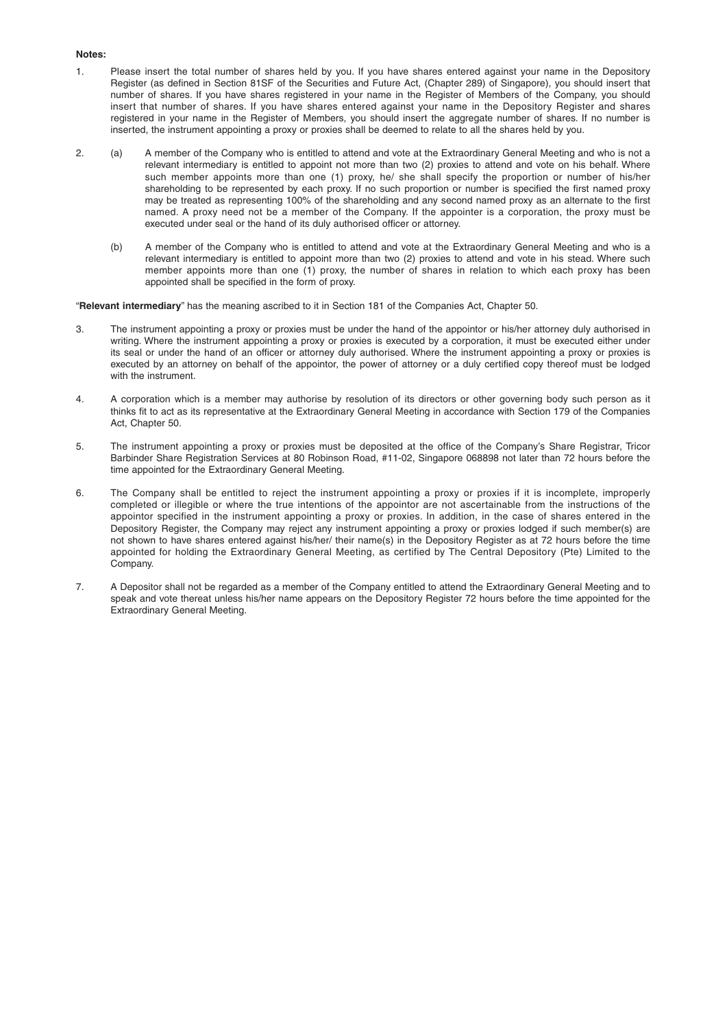**Notes:**

1. Please insert the total number of shares held by you. If you have shares entered against your name in the Depository Register (as defined in Section 81SF of the Securities and Future Act, (Chapter 289) of Singapore), you should insert that number of shares. If you have shares registered in your name in the Register of Members of the Company, you should insert that number of shares. If you have shares entered against your name in the Depository Register and shares registered in your name in the Register of Members, you should insert the aggregate number of shares. If no number is inserted, the instrument appointing a proxy or proxies shall be deemed to relate to all the shares held by you.

2. (a) A member of the Company who is entitled to attend and vote at the Extraordinary General Meeting and who is not a relevant intermediary is entitled to appoint not more than two (2) proxies to attend and vote on his behalf. Where such member appoints more than one (1) proxy, he/ she shall specify the proportion or number of his/her shareholding to be represented by each proxy. If no such proportion or number is specified the first named proxy may be treated as representing 100% of the shareholding and any second named proxy as an alternate to the first named. A proxy need not be a member of the Company. If the appointer is a corporation, the proxy must be executed under seal or the hand of its duly authorised officer or attorney.

   (b) A member of the Company who is entitled to attend and vote at the Extraordinary General Meeting and who is a relevant intermediary is entitled to appoint more than two (2) proxies to attend and vote in his stead. Where such member appoints more than one (1) proxy, the number of shares in relation to which each proxy has been appointed shall be specified in the form of proxy.

"**Relevant intermediary**" has the meaning ascribed to it in Section 181 of the Companies Act, Chapter 50.

3. The instrument appointing a proxy or proxies must be under the hand of the appointor or his/her attorney duly authorised in writing. Where the instrument appointing a proxy or proxies is executed by a corporation, it must be executed either under its seal or under the hand of an officer or attorney duly authorised. Where the instrument appointing a proxy or proxies is executed by an attorney on behalf of the appointor, the power of attorney or a duly certified copy thereof must be lodged with the instrument.

4. A corporation which is a member may authorise by resolution of its directors or other governing body such person as it thinks fit to act as its representative at the Extraordinary General Meeting in accordance with Section 179 of the Companies Act, Chapter 50.

5. The instrument appointing a proxy or proxies must be deposited at the office of the Company's Share Registrar, Tricor Barbinder Share Registration Services at 80 Robinson Road, #11-02, Singapore 068898 not later than 72 hours before the time appointed for the Extraordinary General Meeting.

6. The Company shall be entitled to reject the instrument appointing a proxy or proxies if it is incomplete, improperly completed or illegible or where the true intentions of the appointor are not ascertainable from the instructions of the appointor specified in the instrument appointing a proxy or proxies. In addition, in the case of shares entered in the Depository Register, the Company may reject any instrument appointing a proxy or proxies lodged if such member(s) are not shown to have shares entered against his/her/ their name(s) in the Depository Register as at 72 hours before the time appointed for holding the Extraordinary General Meeting, as certified by The Central Depository (Pte) Limited to the Company.

7. A Depositor shall not be regarded as a member of the Company entitled to attend the Extraordinary General Meeting and to speak and vote thereat unless his/her name appears on the Depository Register 72 hours before the time appointed for the Extraordinary General Meeting.